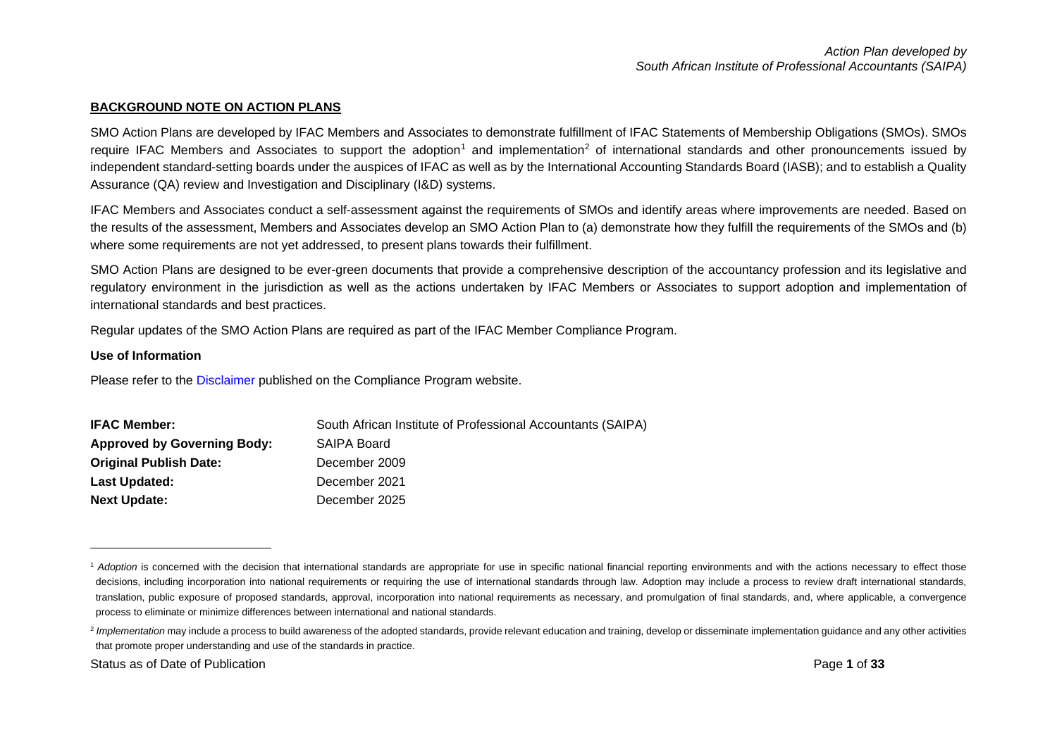## BACKGROUND NOTE ON ACTION PLANS

SMO Action Plans are developed by IFAC Members and Associates to demonstrate fulfillment of IFAC Statements of Membership Obligations (SMOs). SMOs require IFAC Members and Associates to support the adoption[1] and implementation[2] of international standards and other pronouncements issued by independent standard-setting boards under the auspices of IFAC as well as by the International Accounting Standards Board (IASB); and to establish a Quality Assurance (QA) review and Investigation and Disciplinary (I&D) systems.

IFAC Members and Associates conduct a self-assessment against the requirements of SMOs and identify areas where improvements are needed. Based on the results of the assessment, Members and Associates develop an SMO Action Plan to (a) demonstrate how they fulfill the requirements of the SMOs and (b) where some requirements are not yet addressed, to present plans towards their fulfillment.

SMO Action Plans are designed to be ever-green documents that provide a comprehensive description of the accountancy profession and its legislative and regulatory environment in the jurisdiction as well as the actions undertaken by IFAC Members or Associates to support adoption and implementation of international standards and best practices.

Regular updates of the SMO Action Plans are required as part of the IFAC Member Compliance Program.

### Use of Information

Please refer to the Disclaimer published on the Compliance Program website.

| | |
|---|---|
| **IFAC Member:** | South African Institute of Professional Accountants (SAIPA) |
| **Approved by Governing Body:** | SAIPA Board |
| **Original Publish Date:** | December 2009 |
| **Last Updated:** | December 2021 |
| **Next Update:** | December 2025 |

[1] *Adoption* is concerned with the decision that international standards are appropriate for use in specific national financial reporting environments and with the actions necessary to effect those decisions, including incorporation into national requirements or requiring the use of international standards through law. Adoption may include a process to review draft international standards, translation, public exposure of proposed standards, approval, incorporation into national requirements as necessary, and promulgation of final standards, and, where applicable, a convergence process to eliminate or minimize differences between international and national standards.

[2] *Implementation* may include a process to build awareness of the adopted standards, provide relevant education and training, develop or disseminate implementation guidance and any other activities that promote proper understanding and use of the standards in practice.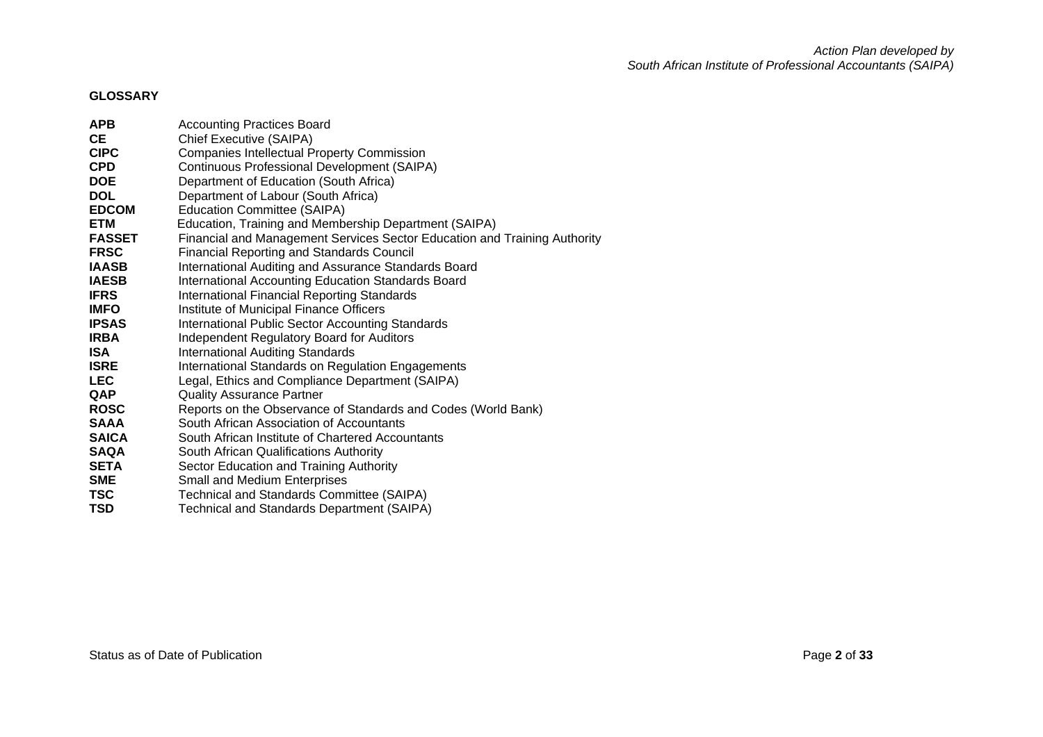## GLOSSARY

| | |
|---|---|
| **APB** | Accounting Practices Board |
| **CE** | Chief Executive (SAIPA) |
| **CIPC** | Companies Intellectual Property Commission |
| **CPD** | Continuous Professional Development (SAIPA) |
| **DOE** | Department of Education (South Africa) |
| **DOL** | Department of Labour (South Africa) |
| **EDCOM** | Education Committee (SAIPA) |
| **ETM** | Education, Training and Membership Department (SAIPA) |
| **FASSET** | Financial and Management Services Sector Education and Training Authority |
| **FRSC** | Financial Reporting and Standards Council |
| **IAASB** | International Auditing and Assurance Standards Board |
| **IAESB** | International Accounting Education Standards Board |
| **IFRS** | International Financial Reporting Standards |
| **IMFO** | Institute of Municipal Finance Officers |
| **IPSAS** | International Public Sector Accounting Standards |
| **IRBA** | Independent Regulatory Board for Auditors |
| **ISA** | International Auditing Standards |
| **ISRE** | International Standards on Regulation Engagements |
| **LEC** | Legal, Ethics and Compliance Department (SAIPA) |
| **QAP** | Quality Assurance Partner |
| **ROSC** | Reports on the Observance of Standards and Codes (World Bank) |
| **SAAA** | South African Association of Accountants |
| **SAICA** | South African Institute of Chartered Accountants |
| **SAQA** | South African Qualifications Authority |
| **SETA** | Sector Education and Training Authority |
| **SME** | Small and Medium Enterprises |
| **TSC** | Technical and Standards Committee (SAIPA) |
| **TSD** | Technical and Standards Department (SAIPA) |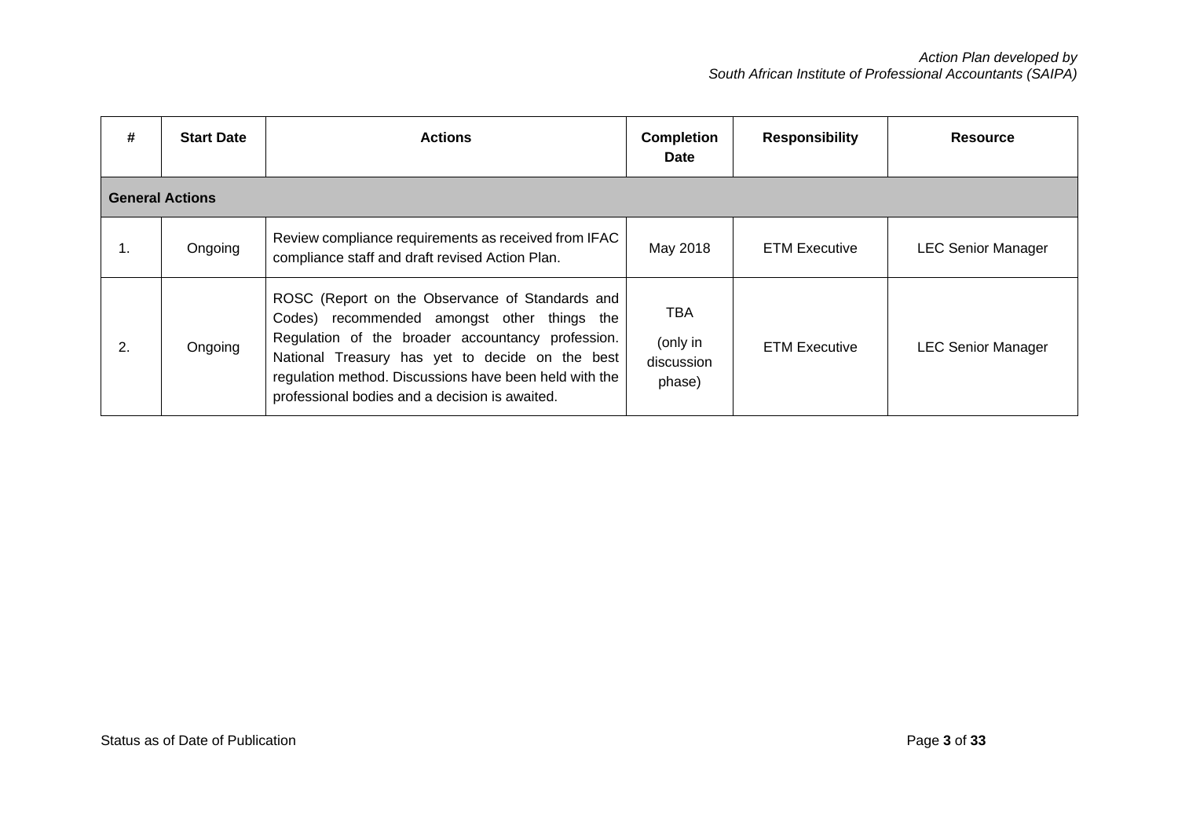| # | Start Date | Actions | Completion Date | Responsibility | Resource |
|---|---|---|---|---|---|
| **General Actions** | | | | | |
| 1. | Ongoing | Review compliance requirements as received from IFAC compliance staff and draft revised Action Plan. | May 2018 | ETM Executive | LEC Senior Manager |
| 2. | Ongoing | ROSC (Report on the Observance of Standards and Codes) recommended amongst other things the Regulation of the broader accountancy profession. National Treasury has yet to decide on the best regulation method. Discussions have been held with the professional bodies and a decision is awaited. | TBA (only in discussion phase) | ETM Executive | LEC Senior Manager |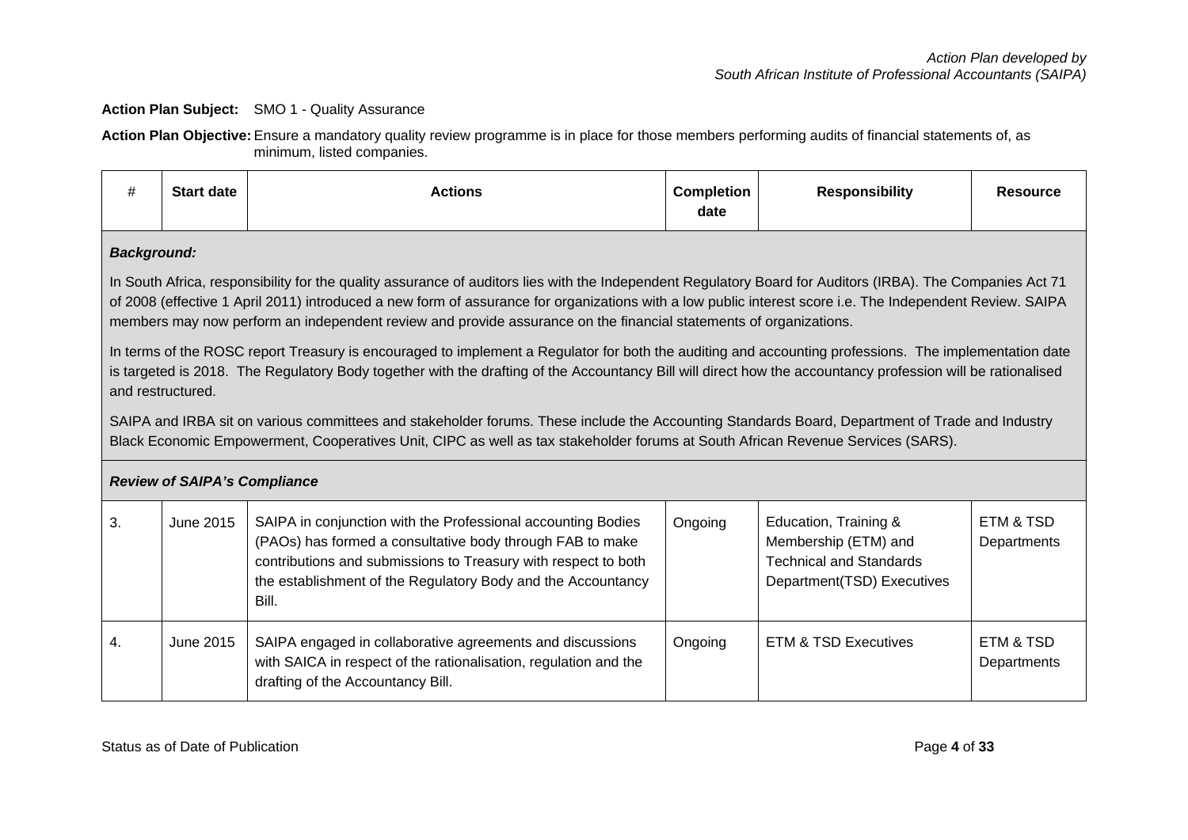**Action Plan Subject:** SMO 1 - Quality Assurance

**Action Plan Objective:** Ensure a mandatory quality review programme is in place for those members performing audits of financial statements of, as minimum, listed companies.

| # | Start date | Actions | Completion date | Responsibility | Resource |
|---|---|---|---|---|---|
| ***Background:*** | | | | | |
| In South Africa, responsibility for the quality assurance of auditors lies with the Independent Regulatory Board for Auditors (IRBA). The Companies Act 71 of 2008 (effective 1 April 2011) introduced a new form of assurance for organizations with a low public interest score i.e. The Independent Review. SAIPA members may now perform an independent review and provide assurance on the financial statements of organizations. | | | | | |
| In terms of the ROSC report Treasury is encouraged to implement a Regulator for both the auditing and accounting professions. The implementation date is targeted is 2018. The Regulatory Body together with the drafting of the Accountancy Bill will direct how the accountancy profession will be rationalised and restructured. | | | | | |
| SAIPA and IRBA sit on various committees and stakeholder forums. These include the Accounting Standards Board, Department of Trade and Industry Black Economic Empowerment, Cooperatives Unit, CIPC as well as tax stakeholder forums at South African Revenue Services (SARS). | | | | | |
| ***Review of SAIPA's Compliance*** | | | | | |
| 3. | June 2015 | SAIPA in conjunction with the Professional accounting Bodies (PAOs) has formed a consultative body through FAB to make contributions and submissions to Treasury with respect to both the establishment of the Regulatory Body and the Accountancy Bill. | Ongoing | Education, Training & Membership (ETM) and Technical and Standards Department(TSD) Executives | ETM & TSD Departments |
| 4. | June 2015 | SAIPA engaged in collaborative agreements and discussions with SAICA in respect of the rationalisation, regulation and the drafting of the Accountancy Bill. | Ongoing | ETM & TSD Executives | ETM & TSD Departments |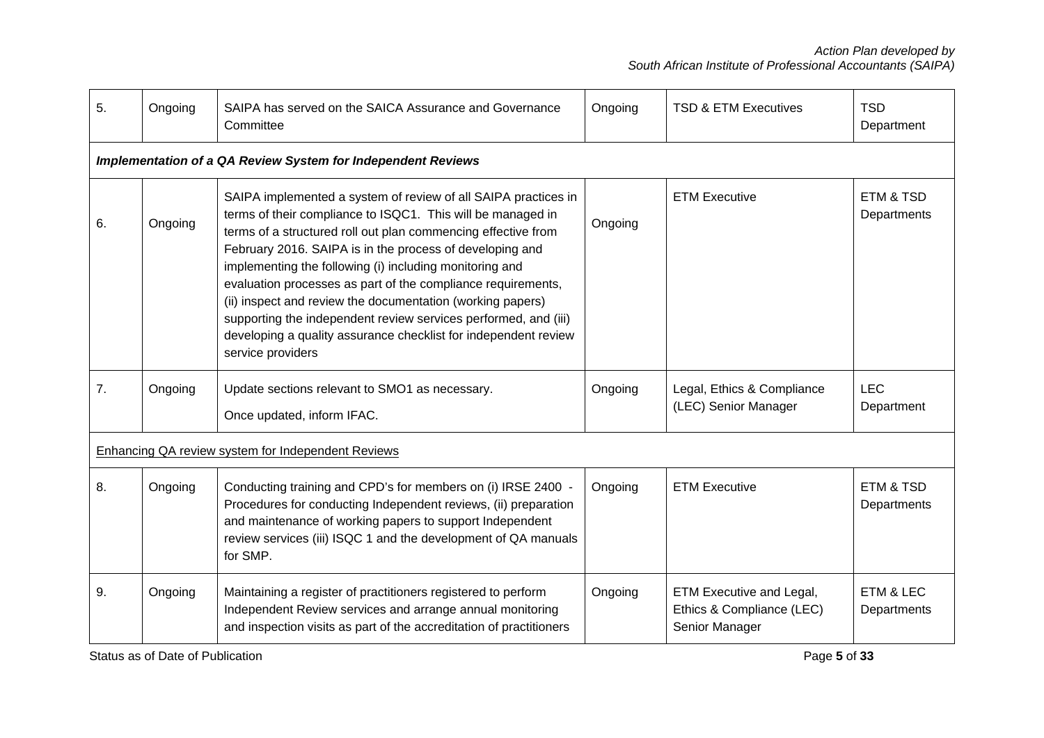| | | | | | |
|---|---|---|---|---|---|
| 5. | Ongoing | SAIPA has served on the SAICA Assurance and Governance Committee | Ongoing | TSD & ETM Executives | TSD Department |
| ***Implementation of a QA Review System for Independent Reviews*** | | | | | |
| 6. | Ongoing | SAIPA implemented a system of review of all SAIPA practices in terms of their compliance to ISQC1. This will be managed in terms of a structured roll out plan commencing effective from February 2016. SAIPA is in the process of developing and implementing the following (i) including monitoring and evaluation processes as part of the compliance requirements, (ii) inspect and review the documentation (working papers) supporting the independent review services performed, and (iii) developing a quality assurance checklist for independent review service providers | Ongoing | ETM Executive | ETM & TSD Departments |
| 7. | Ongoing | Update sections relevant to SMO1 as necessary.<br>Once updated, inform IFAC. | Ongoing | Legal, Ethics & Compliance (LEC) Senior Manager | LEC Department |
| <u>Enhancing QA review system for Independent Reviews</u> | | | | | |
| 8. | Ongoing | Conducting training and CPD's for members on (i) IRSE 2400 - Procedures for conducting Independent reviews, (ii) preparation and maintenance of working papers to support Independent review services (iii) ISQC 1 and the development of QA manuals for SMP. | Ongoing | ETM Executive | ETM & TSD Departments |
| 9. | Ongoing | Maintaining a register of practitioners registered to perform Independent Review services and arrange annual monitoring and inspection visits as part of the accreditation of practitioners | Ongoing | ETM Executive and Legal, Ethics & Compliance (LEC) Senior Manager | ETM & LEC Departments |

Status as of Date of Publication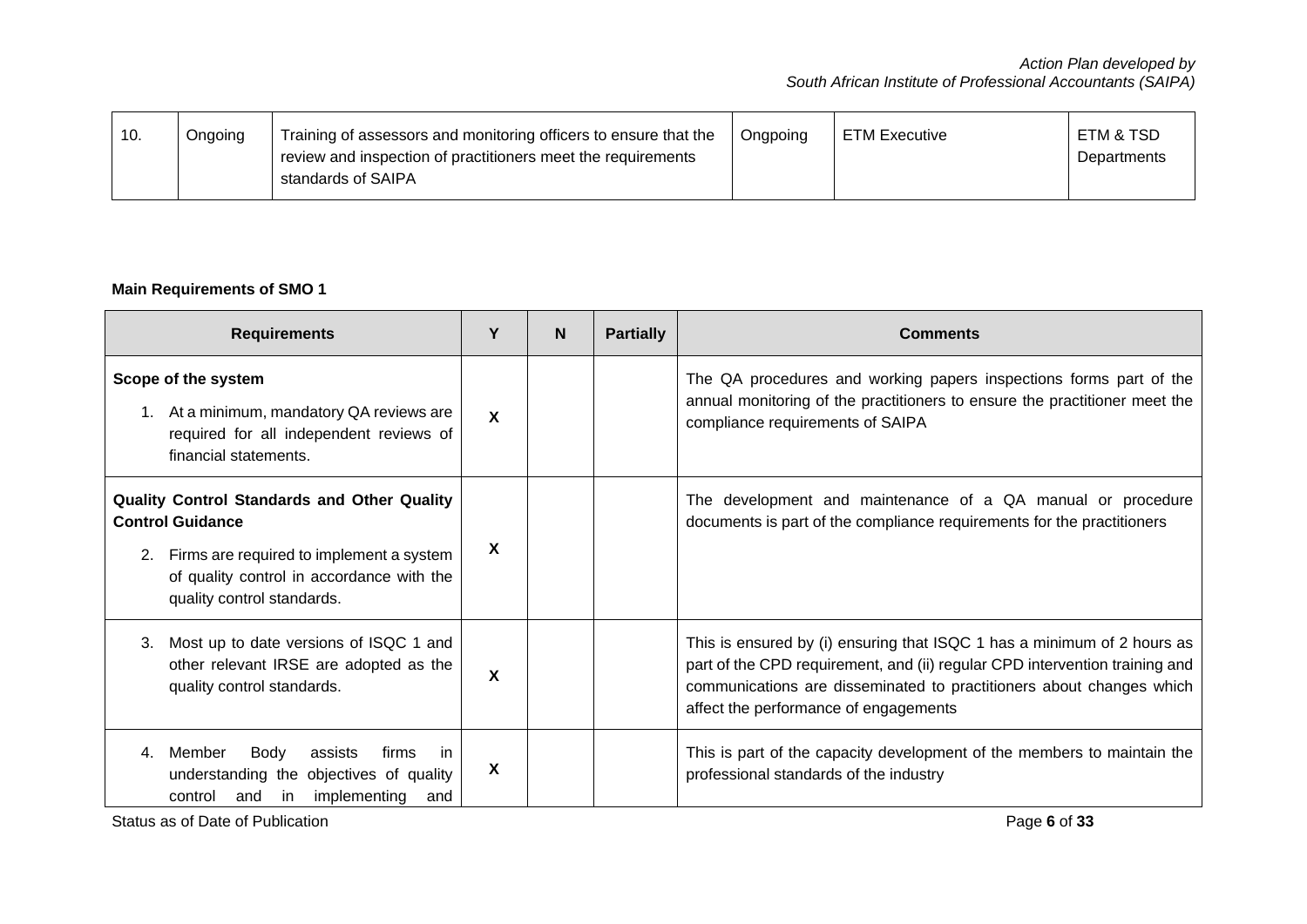| | | | | | |
|---|---|---|---|---|---|
| 10. | Ongoing | Training of assessors and monitoring officers to ensure that the review and inspection of practitioners meet the requirements standards of SAIPA | Ongpoing | ETM Executive | ETM & TSD Departments |

**Main Requirements of SMO 1**

| Requirements | Y | N | Partially | Comments |
|---|---|---|---|---|
| **Scope of the system**<br>1. At a minimum, mandatory QA reviews are required for all independent reviews of financial statements. | X | | | The QA procedures and working papers inspections forms part of the annual monitoring of the practitioners to ensure the practitioner meet the compliance requirements of SAIPA |
| **Quality Control Standards and Other Quality Control Guidance**<br>2. Firms are required to implement a system of quality control in accordance with the quality control standards. | X | | | The development and maintenance of a QA manual or procedure documents is part of the compliance requirements for the practitioners |
| 3. Most up to date versions of ISQC 1 and other relevant IRSE are adopted as the quality control standards. | X | | | This is ensured by (i) ensuring that ISQC 1 has a minimum of 2 hours as part of the CPD requirement, and (ii) regular CPD intervention training and communications are disseminated to practitioners about changes which affect the performance of engagements |
| 4. Member Body assists firms in understanding the objectives of quality control and in implementing and | X | | | This is part of the capacity development of the members to maintain the professional standards of the industry |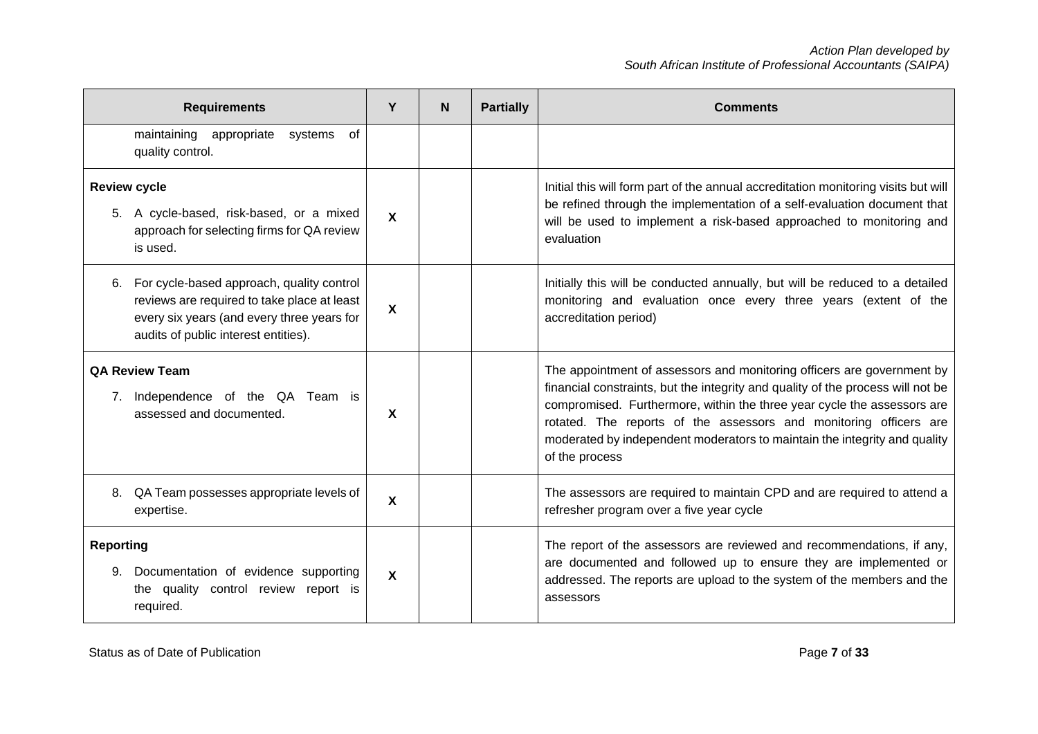| Requirements | Y | N | Partially | Comments |
|---|---|---|---|---|
| maintaining appropriate systems of quality control. | | | | |
| **Review cycle**<br>5. A cycle-based, risk-based, or a mixed approach for selecting firms for QA review is used. | **X** | | | Initial this will form part of the annual accreditation monitoring visits but will be refined through the implementation of a self-evaluation document that will be used to implement a risk-based approached to monitoring and evaluation |
| 6. For cycle-based approach, quality control reviews are required to take place at least every six years (and every three years for audits of public interest entities). | **X** | | | Initially this will be conducted annually, but will be reduced to a detailed monitoring and evaluation once every three years (extent of the accreditation period) |
| **QA Review Team**<br>7. Independence of the QA Team is assessed and documented. | **X** | | | The appointment of assessors and monitoring officers are government by financial constraints, but the integrity and quality of the process will not be compromised. Furthermore, within the three year cycle the assessors are rotated. The reports of the assessors and monitoring officers are moderated by independent moderators to maintain the integrity and quality of the process |
| 8. QA Team possesses appropriate levels of expertise. | **X** | | | The assessors are required to maintain CPD and are required to attend a refresher program over a five year cycle |
| **Reporting**<br>9. Documentation of evidence supporting the quality control review report is required. | **X** | | | The report of the assessors are reviewed and recommendations, if any, are documented and followed up to ensure they are implemented or addressed. The reports are upload to the system of the members and the assessors |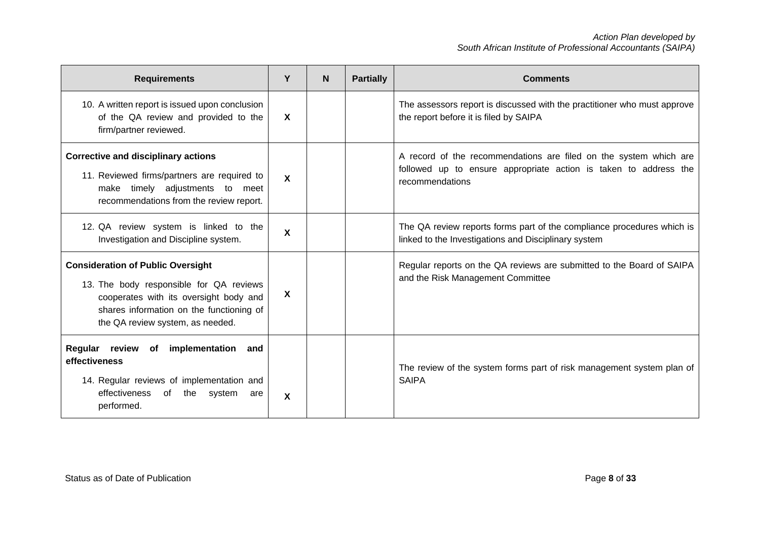| Requirements | Y | N | Partially | Comments |
|---|---|---|---|---|
| 10. A written report is issued upon conclusion of the QA review and provided to the firm/partner reviewed. | X | | | The assessors report is discussed with the practitioner who must approve the report before it is filed by SAIPA |
| **Corrective and disciplinary actions**<br>11. Reviewed firms/partners are required to make timely adjustments to meet recommendations from the review report. | X | | | A record of the recommendations are filed on the system which are followed up to ensure appropriate action is taken to address the recommendations |
| 12. QA review system is linked to the Investigation and Discipline system. | X | | | The QA review reports forms part of the compliance procedures which is linked to the Investigations and Disciplinary system |
| **Consideration of Public Oversight**<br>13. The body responsible for QA reviews cooperates with its oversight body and shares information on the functioning of the QA review system, as needed. | X | | | Regular reports on the QA reviews are submitted to the Board of SAIPA and the Risk Management Committee |
| **Regular review of implementation and effectiveness**<br>14. Regular reviews of implementation and effectiveness of the system are performed. | X | | | The review of the system forms part of risk management system plan of SAIPA |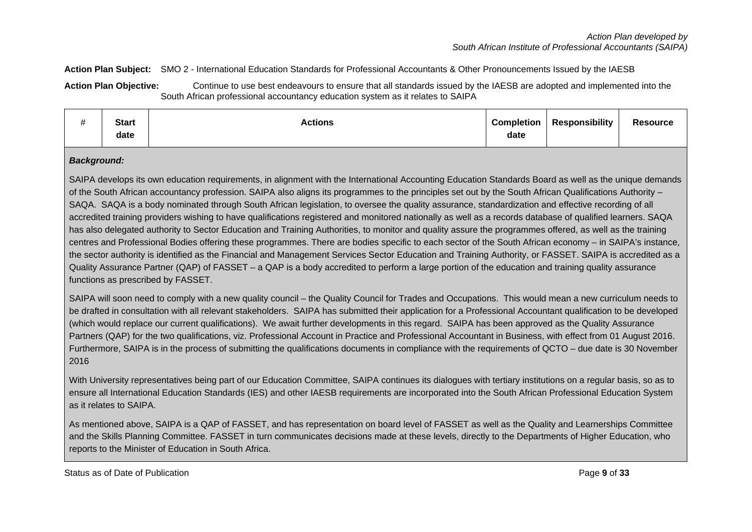**Action Plan Subject:** SMO 2 - International Education Standards for Professional Accountants & Other Pronouncements Issued by the IAESB

**Action Plan Objective:** Continue to use best endeavours to ensure that all standards issued by the IAESB are adopted and implemented into the South African professional accountancy education system as it relates to SAIPA

| # | Start date | Actions | Completion date | Responsibility | Resource |
|---|---|---|---|---|---|

***Background:***

SAIPA develops its own education requirements, in alignment with the International Accounting Education Standards Board as well as the unique demands of the South African accountancy profession. SAIPA also aligns its programmes to the principles set out by the South African Qualifications Authority – SAQA. SAQA is a body nominated through South African legislation, to oversee the quality assurance, standardization and effective recording of all accredited training providers wishing to have qualifications registered and monitored nationally as well as a records database of qualified learners. SAQA has also delegated authority to Sector Education and Training Authorities, to monitor and quality assure the programmes offered, as well as the training centres and Professional Bodies offering these programmes. There are bodies specific to each sector of the South African economy – in SAIPA's instance, the sector authority is identified as the Financial and Management Services Sector Education and Training Authority, or FASSET. SAIPA is accredited as a Quality Assurance Partner (QAP) of FASSET – a QAP is a body accredited to perform a large portion of the education and training quality assurance functions as prescribed by FASSET.

SAIPA will soon need to comply with a new quality council – the Quality Council for Trades and Occupations. This would mean a new curriculum needs to be drafted in consultation with all relevant stakeholders. SAIPA has submitted their application for a Professional Accountant qualification to be developed (which would replace our current qualifications). We await further developments in this regard. SAIPA has been approved as the Quality Assurance Partners (QAP) for the two qualifications, viz. Professional Account in Practice and Professional Accountant in Business, with effect from 01 August 2016. Furthermore, SAIPA is in the process of submitting the qualifications documents in compliance with the requirements of QCTO – due date is 30 November 2016

With University representatives being part of our Education Committee, SAIPA continues its dialogues with tertiary institutions on a regular basis, so as to ensure all International Education Standards (IES) and other IAESB requirements are incorporated into the South African Professional Education System as it relates to SAIPA.

As mentioned above, SAIPA is a QAP of FASSET, and has representation on board level of FASSET as well as the Quality and Learnerships Committee and the Skills Planning Committee. FASSET in turn communicates decisions made at these levels, directly to the Departments of Higher Education, who reports to the Minister of Education in South Africa.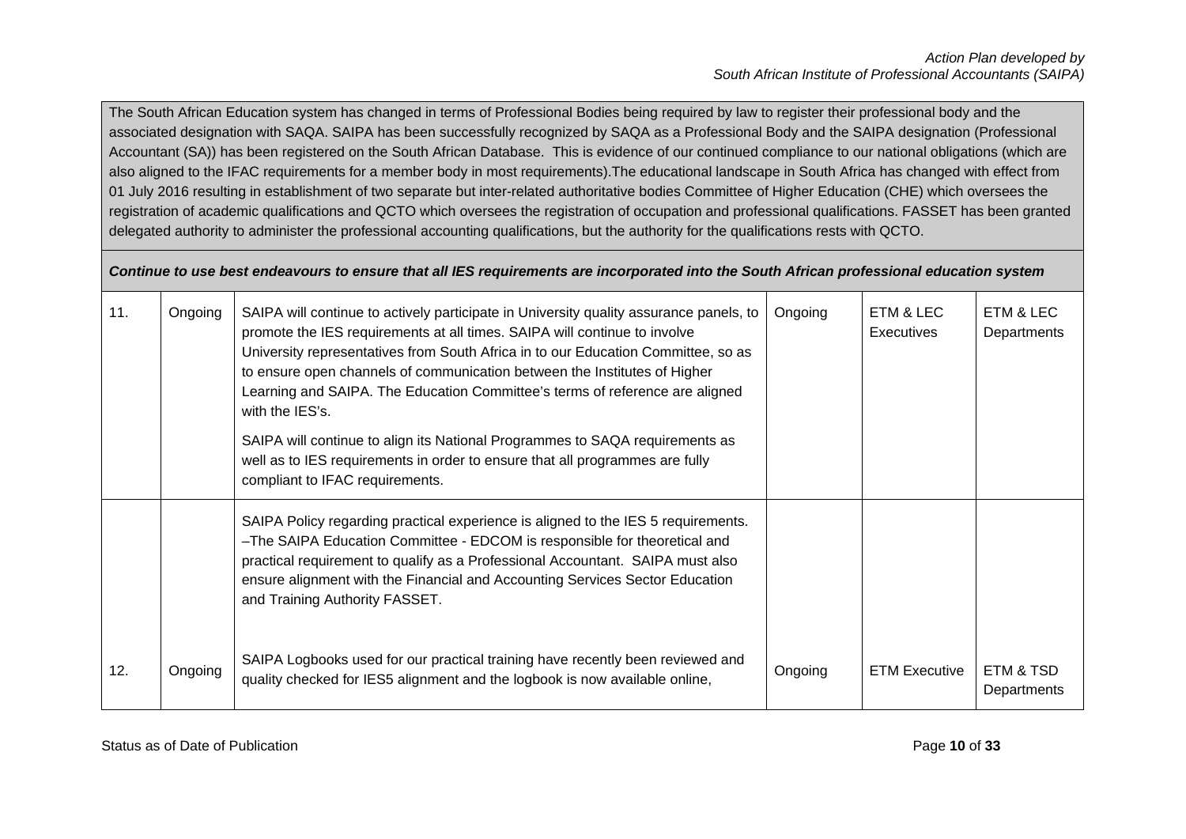| | | | | | |
|---|---|---|---|---|---|
| The South African Education system has changed in terms of Professional Bodies being required by law to register their professional body and the associated designation with SAQA. SAIPA has been successfully recognized by SAQA as a Professional Body and the SAIPA designation (Professional Accountant (SA)) has been registered on the South African Database. This is evidence of our continued compliance to our national obligations (which are also aligned to the IFAC requirements for a member body in most requirements).The educational landscape in South Africa has changed with effect from 01 July 2016 resulting in establishment of two separate but inter-related authoritative bodies Committee of Higher Education (CHE) which oversees the registration of academic qualifications and QCTO which oversees the registration of occupation and professional qualifications. FASSET has been granted delegated authority to administer the professional accounting qualifications, but the authority for the qualifications rests with QCTO. | | | | | |
| ***Continue to use best endeavours to ensure that all IES requirements are incorporated into the South African professional education system*** | | | | | |
| 11. | Ongoing | SAIPA will continue to actively participate in University quality assurance panels, to promote the IES requirements at all times. SAIPA will continue to involve University representatives from South Africa in to our Education Committee, so as to ensure open channels of communication between the Institutes of Higher Learning and SAIPA. The Education Committee's terms of reference are aligned with the IES's.<br><br>SAIPA will continue to align its National Programmes to SAQA requirements as well as to IES requirements in order to ensure that all programmes are fully compliant to IFAC requirements. | Ongoing | ETM & LEC Executives | ETM & LEC Departments |
| 12. | Ongoing | SAIPA Policy regarding practical experience is aligned to the IES 5 requirements. –The SAIPA Education Committee - EDCOM is responsible for theoretical and practical requirement to qualify as a Professional Accountant. SAIPA must also ensure alignment with the Financial and Accounting Services Sector Education and Training Authority FASSET.<br><br>SAIPA Logbooks used for our practical training have recently been reviewed and quality checked for IES5 alignment and the logbook is now available online, | Ongoing | ETM Executive | ETM & TSD Departments |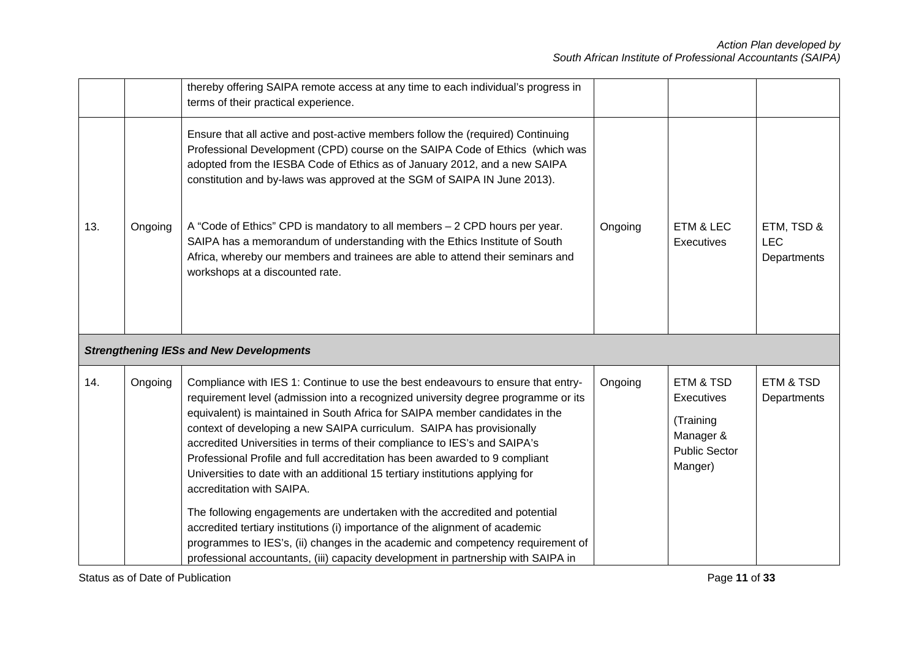| | | | | | |
|---|---|---|---|---|---|
| | | thereby offering SAIPA remote access at any time to each individual's progress in terms of their practical experience. | | | |
| 13. | Ongoing | Ensure that all active and post-active members follow the (required) Continuing Professional Development (CPD) course on the SAIPA Code of Ethics (which was adopted from the IESBA Code of Ethics as of January 2012, and a new SAIPA constitution and by-laws was approved at the SGM of SAIPA IN June 2013).<br><br>A "Code of Ethics" CPD is mandatory to all members – 2 CPD hours per year. SAIPA has a memorandum of understanding with the Ethics Institute of South Africa, whereby our members and trainees are able to attend their seminars and workshops at a discounted rate. | Ongoing | ETM & LEC Executives | ETM, TSD & LEC Departments |
| ***Strengthening IESs and New Developments*** | | | | | |
| 14. | Ongoing | Compliance with IES 1: Continue to use the best endeavours to ensure that entry-requirement level (admission into a recognized university degree programme or its equivalent) is maintained in South Africa for SAIPA member candidates in the context of developing a new SAIPA curriculum. SAIPA has provisionally accredited Universities in terms of their compliance to IES's and SAIPA's Professional Profile and full accreditation has been awarded to 9 compliant Universities to date with an additional 15 tertiary institutions applying for accreditation with SAIPA.<br><br>The following engagements are undertaken with the accredited and potential accredited tertiary institutions (i) importance of the alignment of academic programmes to IES's, (ii) changes in the academic and competency requirement of professional accountants, (iii) capacity development in partnership with SAIPA in | Ongoing | ETM & TSD Executives<br><br>(Training Manager & Public Sector Manger) | ETM & TSD Departments |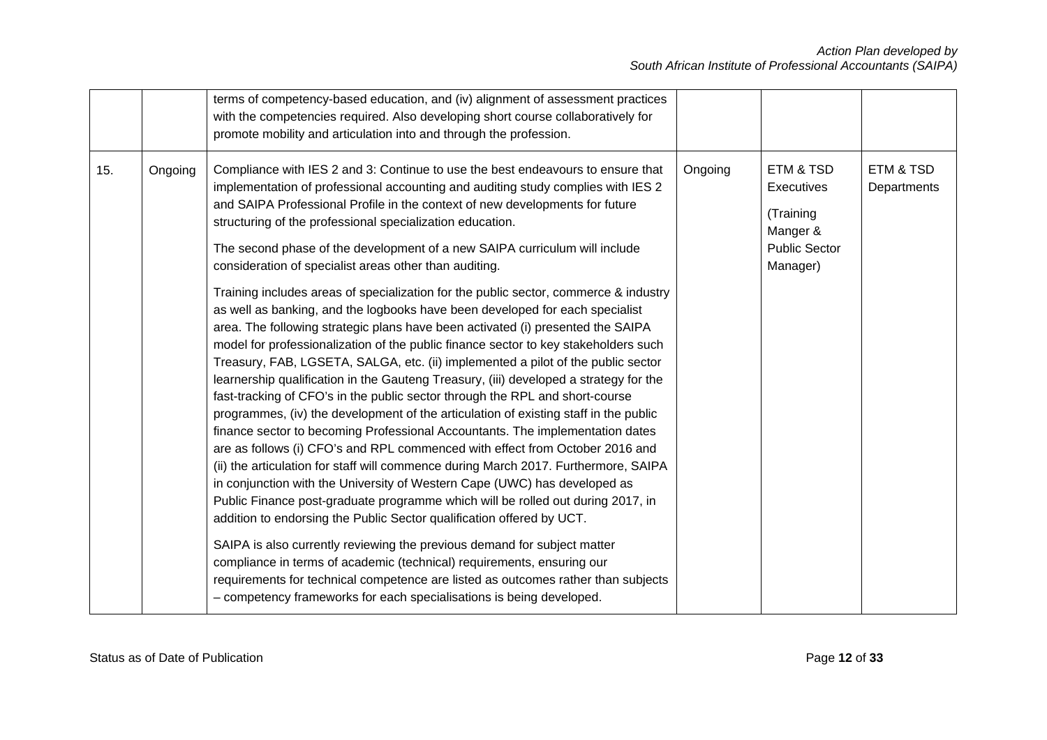| | | | | | |
|---|---|---|---|---|---|
| | | terms of competency-based education, and (iv) alignment of assessment practices with the competencies required. Also developing short course collaboratively for promote mobility and articulation into and through the profession. | | | |
| 15. | Ongoing | Compliance with IES 2 and 3: Continue to use the best endeavours to ensure that implementation of professional accounting and auditing study complies with IES 2 and SAIPA Professional Profile in the context of new developments for future structuring of the professional specialization education.<br><br>The second phase of the development of a new SAIPA curriculum will include consideration of specialist areas other than auditing.<br><br>Training includes areas of specialization for the public sector, commerce & industry as well as banking, and the logbooks have been developed for each specialist area. The following strategic plans have been activated (i) presented the SAIPA model for professionalization of the public finance sector to key stakeholders such Treasury, FAB, LGSETA, SALGA, etc. (ii) implemented a pilot of the public sector learnership qualification in the Gauteng Treasury, (iii) developed a strategy for the fast-tracking of CFO's in the public sector through the RPL and short-course programmes, (iv) the development of the articulation of existing staff in the public finance sector to becoming Professional Accountants. The implementation dates are as follows (i) CFO's and RPL commenced with effect from October 2016 and (ii) the articulation for staff will commence during March 2017. Furthermore, SAIPA in conjunction with the University of Western Cape (UWC) has developed as Public Finance post-graduate programme which will be rolled out during 2017, in addition to endorsing the Public Sector qualification offered by UCT.<br><br>SAIPA is also currently reviewing the previous demand for subject matter compliance in terms of academic (technical) requirements, ensuring our requirements for technical competence are listed as outcomes rather than subjects – competency frameworks for each specialisations is being developed. | Ongoing | ETM & TSD Executives<br><br>(Training Manger & Public Sector Manager) | ETM & TSD Departments |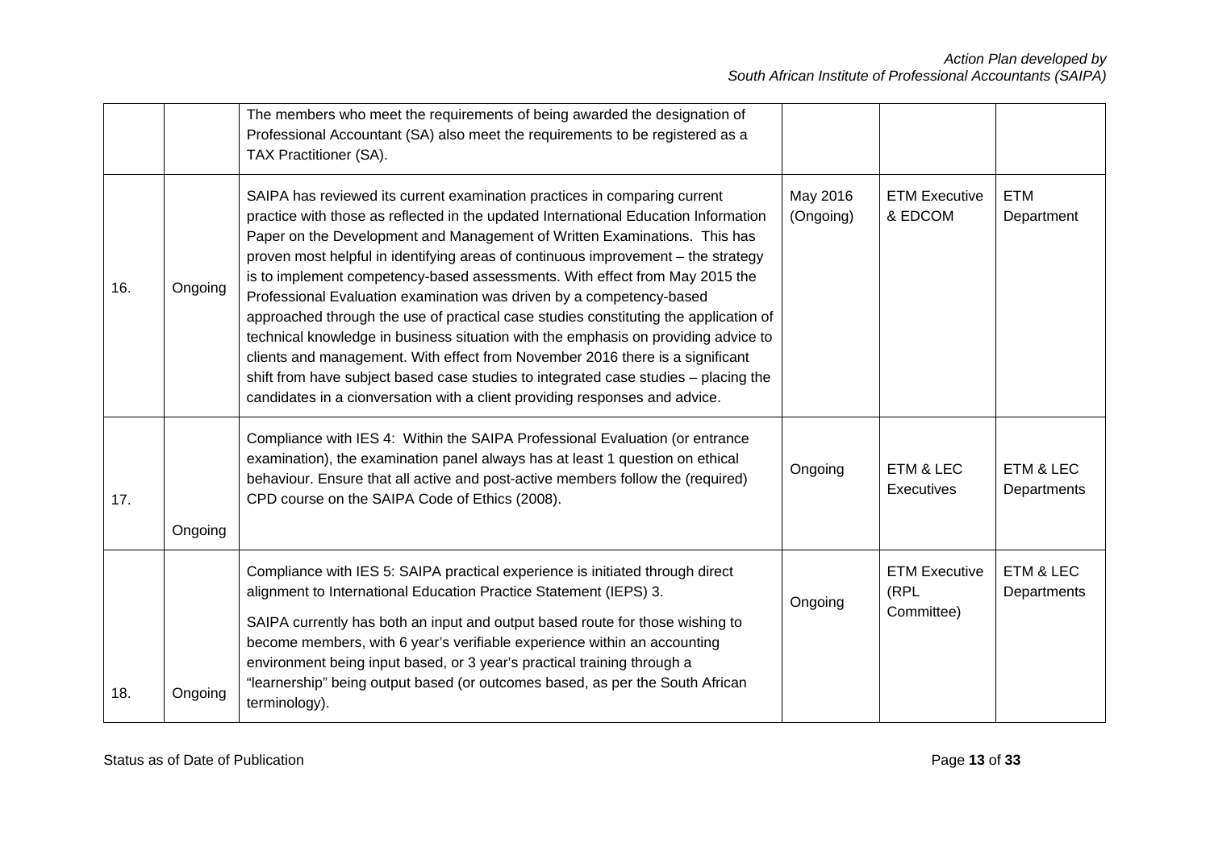| | | | | | |
|---|---|---|---|---|---|
| | | The members who meet the requirements of being awarded the designation of Professional Accountant (SA) also meet the requirements to be registered as a TAX Practitioner (SA). | | | |
| 16. | Ongoing | SAIPA has reviewed its current examination practices in comparing current practice with those as reflected in the updated International Education Information Paper on the Development and Management of Written Examinations. This has proven most helpful in identifying areas of continuous improvement – the strategy is to implement competency-based assessments. With effect from May 2015 the Professional Evaluation examination was driven by a competency-based approached through the use of practical case studies constituting the application of technical knowledge in business situation with the emphasis on providing advice to clients and management. With effect from November 2016 there is a significant shift from have subject based case studies to integrated case studies – placing the candidates in a cionversation with a client providing responses and advice. | May 2016 (Ongoing) | ETM Executive & EDCOM | ETM Department |
| 17. | Ongoing | Compliance with IES 4: Within the SAIPA Professional Evaluation (or entrance examination), the examination panel always has at least 1 question on ethical behaviour. Ensure that all active and post-active members follow the (required) CPD course on the SAIPA Code of Ethics (2008). | Ongoing | ETM & LEC Executives | ETM & LEC Departments |
| 18. | Ongoing | Compliance with IES 5: SAIPA practical experience is initiated through direct alignment to International Education Practice Statement (IEPS) 3.<br><br>SAIPA currently has both an input and output based route for those wishing to become members, with 6 year's verifiable experience within an accounting environment being input based, or 3 year's practical training through a "learnership" being output based (or outcomes based, as per the South African terminology). | Ongoing | ETM Executive (RPL Committee) | ETM & LEC Departments |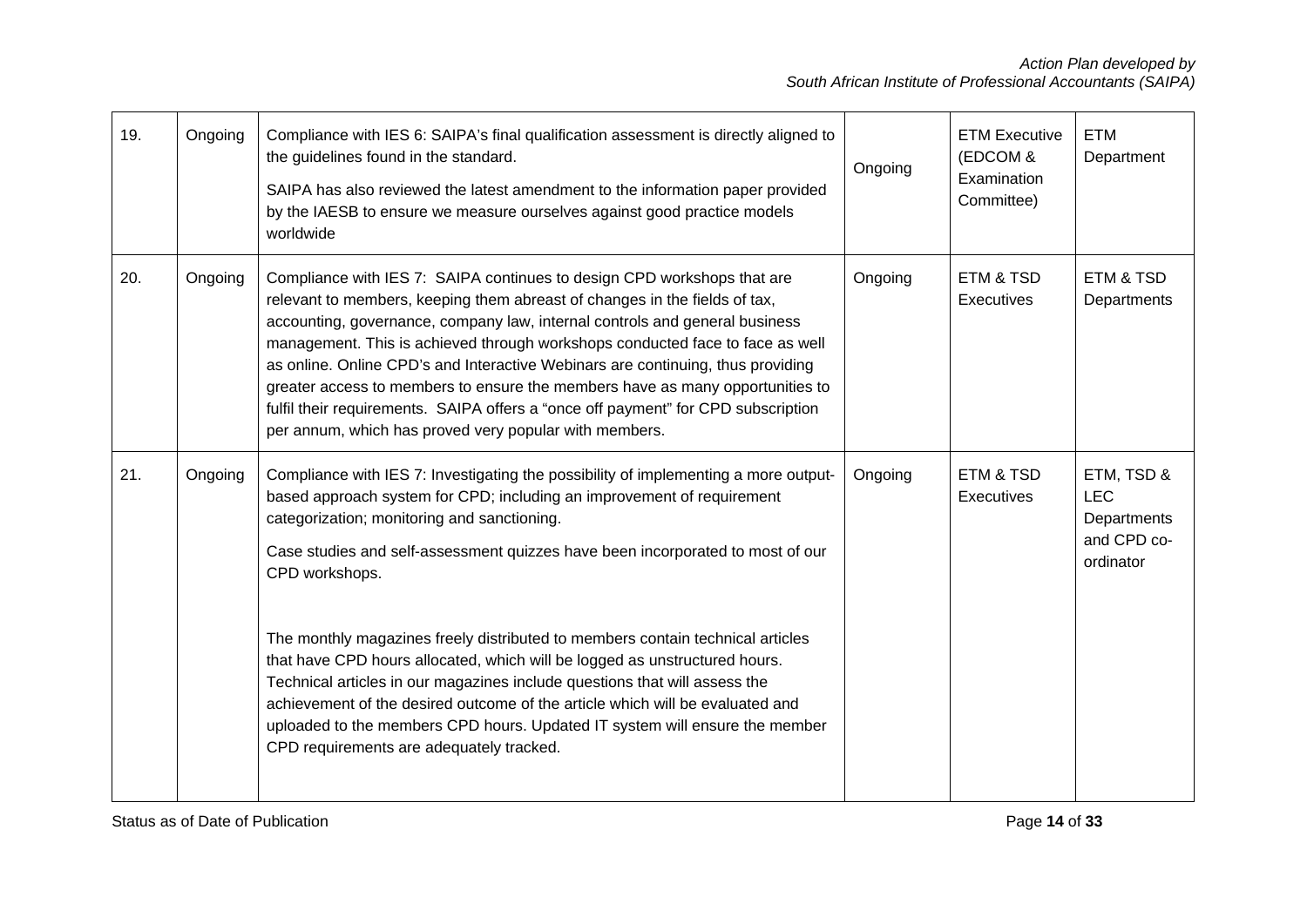| | | | | | |
|---|---|---|---|---|---|
| 19. | Ongoing | Compliance with IES 6: SAIPA's final qualification assessment is directly aligned to the guidelines found in the standard.<br><br>SAIPA has also reviewed the latest amendment to the information paper provided by the IAESB to ensure we measure ourselves against good practice models worldwide | Ongoing | ETM Executive (EDCOM & Examination Committee) | ETM Department |
| 20. | Ongoing | Compliance with IES 7: SAIPA continues to design CPD workshops that are relevant to members, keeping them abreast of changes in the fields of tax, accounting, governance, company law, internal controls and general business management. This is achieved through workshops conducted face to face as well as online. Online CPD's and Interactive Webinars are continuing, thus providing greater access to members to ensure the members have as many opportunities to fulfil their requirements. SAIPA offers a "once off payment" for CPD subscription per annum, which has proved very popular with members. | Ongoing | ETM & TSD Executives | ETM & TSD Departments |
| 21. | Ongoing | Compliance with IES 7: Investigating the possibility of implementing a more output-based approach system for CPD; including an improvement of requirement categorization; monitoring and sanctioning.<br><br>Case studies and self-assessment quizzes have been incorporated to most of our CPD workshops.<br><br>The monthly magazines freely distributed to members contain technical articles that have CPD hours allocated, which will be logged as unstructured hours. Technical articles in our magazines include questions that will assess the achievement of the desired outcome of the article which will be evaluated and uploaded to the members CPD hours. Updated IT system will ensure the member CPD requirements are adequately tracked. | Ongoing | ETM & TSD Executives | ETM, TSD & LEC Departments and CPD co-ordinator |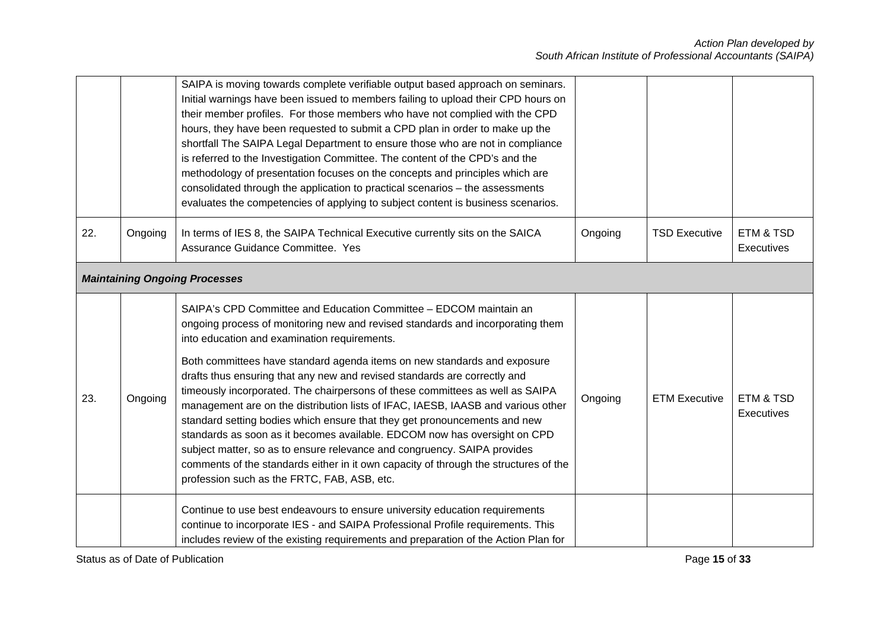| | | | | | |
|---|---|---|---|---|---|
| | | SAIPA is moving towards complete verifiable output based approach on seminars. Initial warnings have been issued to members failing to upload their CPD hours on their member profiles. For those members who have not complied with the CPD hours, they have been requested to submit a CPD plan in order to make up the shortfall The SAIPA Legal Department to ensure those who are not in compliance is referred to the Investigation Committee. The content of the CPD's and the methodology of presentation focuses on the concepts and principles which are consolidated through the application to practical scenarios – the assessments evaluates the competencies of applying to subject content is business scenarios. | | | |
| 22. | Ongoing | In terms of IES 8, the SAIPA Technical Executive currently sits on the SAICA Assurance Guidance Committee. Yes | Ongoing | TSD Executive | ETM & TSD Executives |
| ***Maintaining Ongoing Processes*** | | | | | |
| 23. | Ongoing | SAIPA's CPD Committee and Education Committee – EDCOM maintain an ongoing process of monitoring new and revised standards and incorporating them into education and examination requirements.<br><br>Both committees have standard agenda items on new standards and exposure drafts thus ensuring that any new and revised standards are correctly and timeously incorporated. The chairpersons of these committees as well as SAIPA management are on the distribution lists of IFAC, IAESB, IAASB and various other standard setting bodies which ensure that they get pronouncements and new standards as soon as it becomes available. EDCOM now has oversight on CPD subject matter, so as to ensure relevance and congruency. SAIPA provides comments of the standards either in it own capacity of through the structures of the profession such as the FRTC, FAB, ASB, etc. | Ongoing | ETM Executive | ETM & TSD Executives |
| | | Continue to use best endeavours to ensure university education requirements continue to incorporate IES - and SAIPA Professional Profile requirements. This includes review of the existing requirements and preparation of the Action Plan for | | | |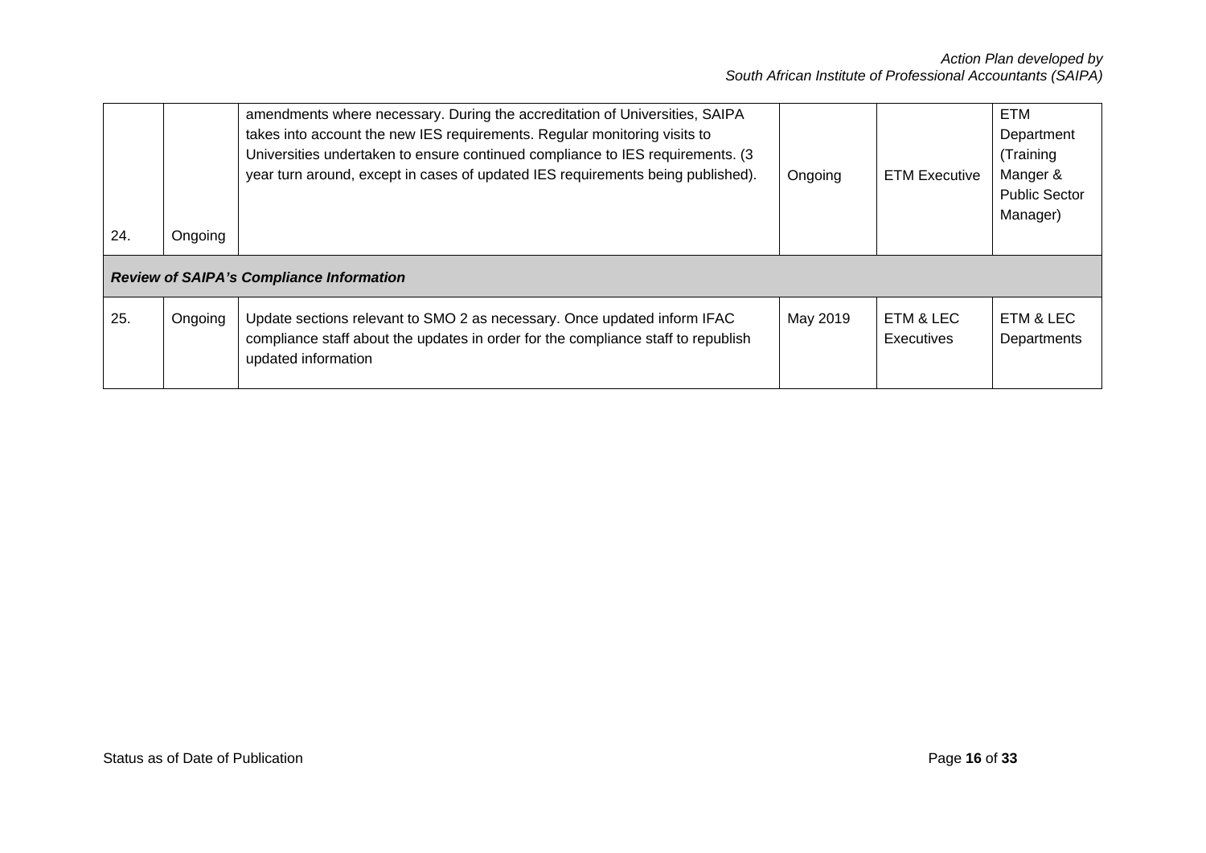| | | | | | |
|---|---|---|---|---|---|
| 24. | Ongoing | amendments where necessary. During the accreditation of Universities, SAIPA takes into account the new IES requirements. Regular monitoring visits to Universities undertaken to ensure continued compliance to IES requirements. (3 year turn around, except in cases of updated IES requirements being published). | Ongoing | ETM Executive | ETM Department (Training Manger & Public Sector Manager) |
| ***Review of SAIPA's Compliance Information*** | | | | | |
| 25. | Ongoing | Update sections relevant to SMO 2 as necessary. Once updated inform IFAC compliance staff about the updates in order for the compliance staff to republish updated information | May 2019 | ETM & LEC Executives | ETM & LEC Departments |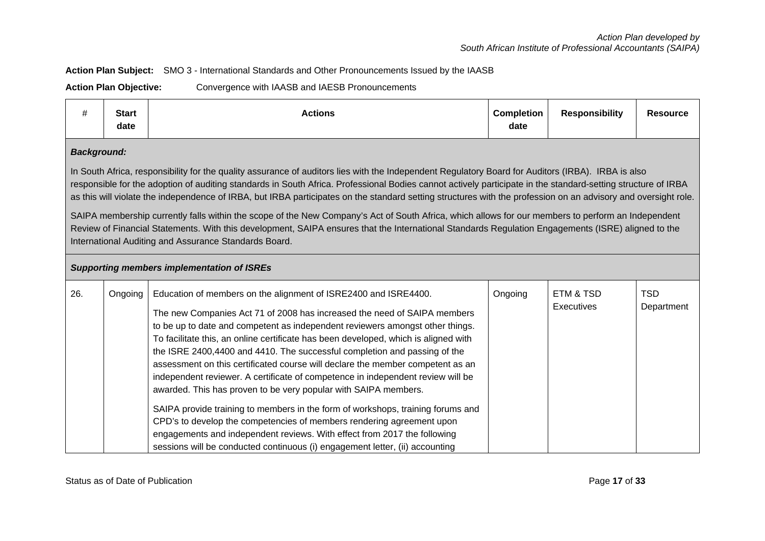**Action Plan Subject:** SMO 3 - International Standards and Other Pronouncements Issued by the IAASB

**Action Plan Objective:** Convergence with IAASB and IAESB Pronouncements

| # | Start date | Actions | Completion date | Responsibility | Resource |
|---|---|---|---|---|---|
| ***Background:*** <br><br> In South Africa, responsibility for the quality assurance of auditors lies with the Independent Regulatory Board for Auditors (IRBA). IRBA is also responsible for the adoption of auditing standards in South Africa. Professional Bodies cannot actively participate in the standard-setting structure of IRBA as this will violate the independence of IRBA, but IRBA participates on the standard setting structures with the profession on an advisory and oversight role. <br><br> SAIPA membership currently falls within the scope of the New Company's Act of South Africa, which allows for our members to perform an Independent Review of Financial Statements. With this development, SAIPA ensures that the International Standards Regulation Engagements (ISRE) aligned to the International Auditing and Assurance Standards Board. | | | | | |
| ***Supporting members implementation of ISREs*** | | | | | |
| 26. | Ongoing | Education of members on the alignment of ISRE2400 and ISRE4400. <br><br> The new Companies Act 71 of 2008 has increased the need of SAIPA members to be up to date and competent as independent reviewers amongst other things. To facilitate this, an online certificate has been developed, which is aligned with the ISRE 2400,4400 and 4410. The successful completion and passing of the assessment on this certificated course will declare the member competent as an independent reviewer. A certificate of competence in independent review will be awarded. This has proven to be very popular with SAIPA members. <br><br> SAIPA provide training to members in the form of workshops, training forums and CPD's to develop the competencies of members rendering agreement upon engagements and independent reviews. With effect from 2017 the following sessions will be conducted continuous (i) engagement letter, (ii) accounting | Ongoing | ETM & TSD Executives | TSD Department |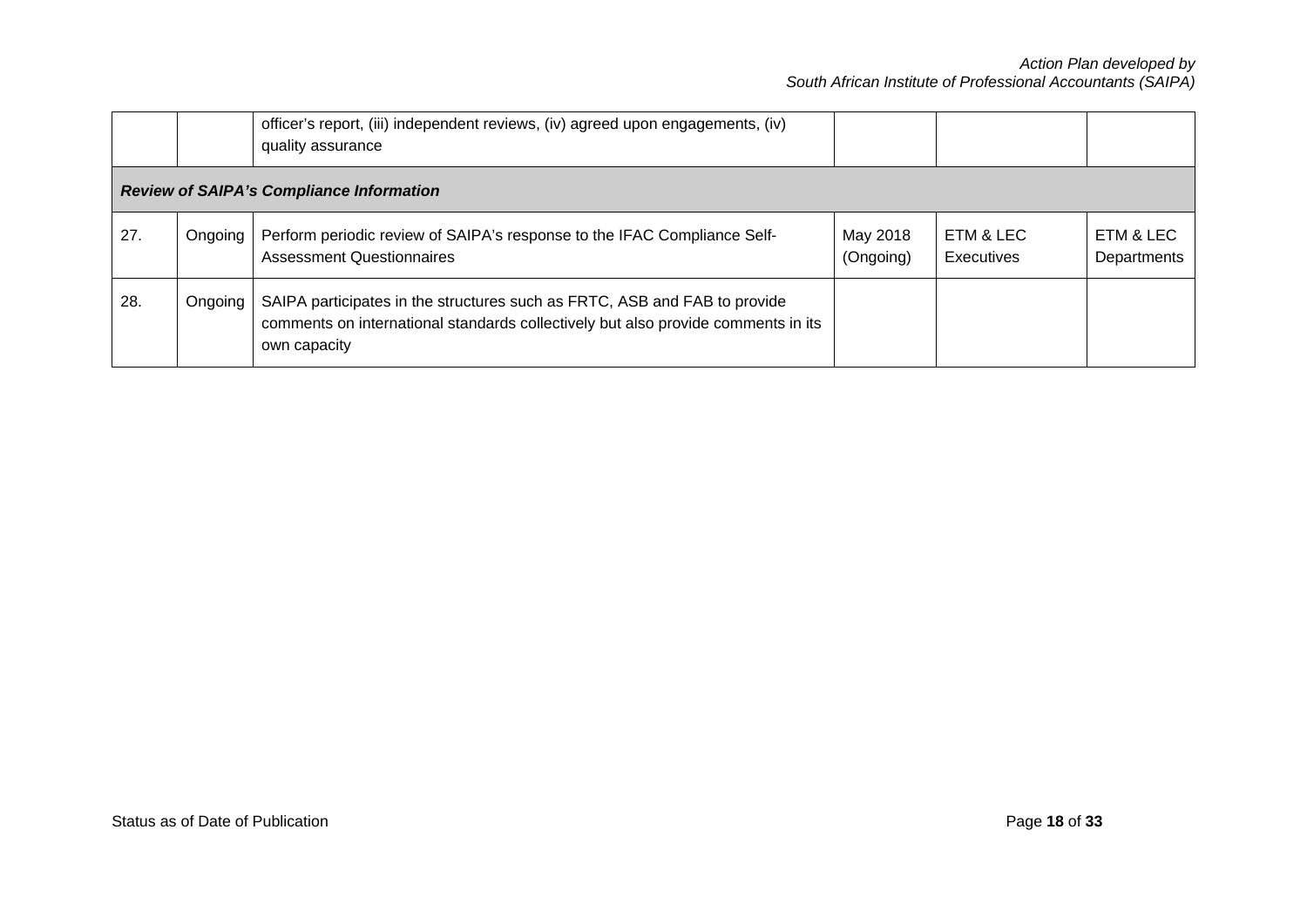| | | | | | |
|---|---|---|---|---|---|
| | | officer's report, (iii) independent reviews, (iv) agreed upon engagements, (iv) quality assurance | | | |
| ***Review of SAIPA's Compliance Information*** | | | | | |
| 27. | Ongoing | Perform periodic review of SAIPA's response to the IFAC Compliance Self-Assessment Questionnaires | May 2018 (Ongoing) | ETM & LEC Executives | ETM & LEC Departments |
| 28. | Ongoing | SAIPA participates in the structures such as FRTC, ASB and FAB to provide comments on international standards collectively but also provide comments in its own capacity | | | |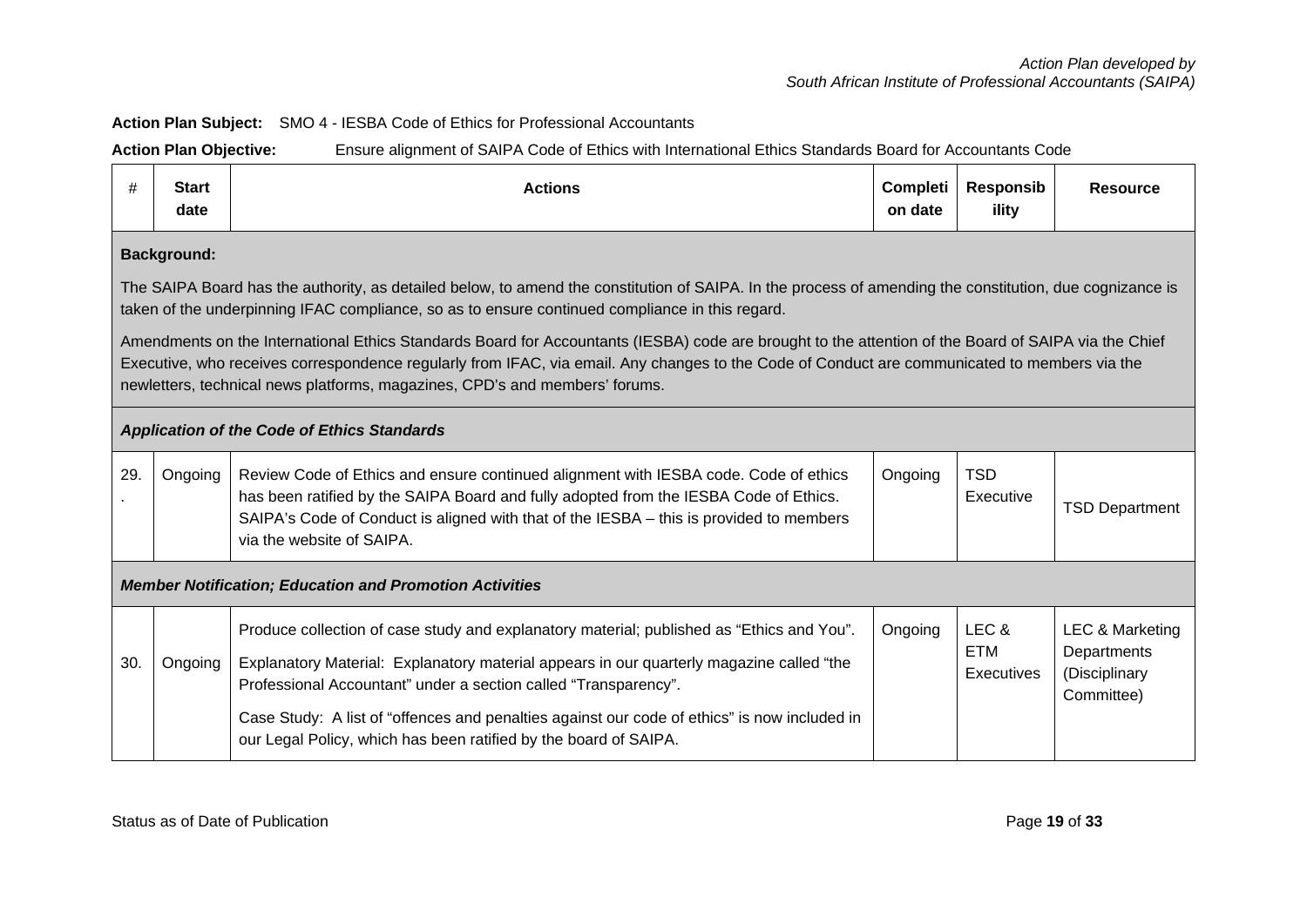*Action Plan developed by*
*South African Institute of Professional Accountants (SAIPA)*

**Action Plan Subject:** SMO 4 - IESBA Code of Ethics for Professional Accountants

**Action Plan Objective:** Ensure alignment of SAIPA Code of Ethics with International Ethics Standards Board for Accountants Code

| # | Start date | Actions | Completion date | Responsibility | Resource |
|---|---|---|---|---|---|
| **Background:**<br><br>The SAIPA Board has the authority, as detailed below, to amend the constitution of SAIPA. In the process of amending the constitution, due cognizance is taken of the underpinning IFAC compliance, so as to ensure continued compliance in this regard.<br><br>Amendments on the International Ethics Standards Board for Accountants (IESBA) code are brought to the attention of the Board of SAIPA via the Chief Executive, who receives correspondence regularly from IFAC, via email. Any changes to the Code of Conduct are communicated to members via the newletters, technical news platforms, magazines, CPD's and members' forums. | | | | | |
| ***Application of the Code of Ethics Standards*** | | | | | |
| 29. | Ongoing | Review Code of Ethics and ensure continued alignment with IESBA code. Code of ethics has been ratified by the SAIPA Board and fully adopted from the IESBA Code of Ethics. SAIPA's Code of Conduct is aligned with that of the IESBA – this is provided to members via the website of SAIPA. | Ongoing | TSD Executive | TSD Department |
| ***Member Notification; Education and Promotion Activities*** | | | | | |
| 30. | Ongoing | Produce collection of case study and explanatory material; published as "Ethics and You".<br><br>Explanatory Material: Explanatory material appears in our quarterly magazine called "the Professional Accountant" under a section called "Transparency".<br><br>Case Study: A list of "offences and penalties against our code of ethics" is now included in our Legal Policy, which has been ratified by the board of SAIPA. | Ongoing | LEC & ETM Executives | LEC & Marketing Departments (Disciplinary Committee) |

Status as of Date of Publication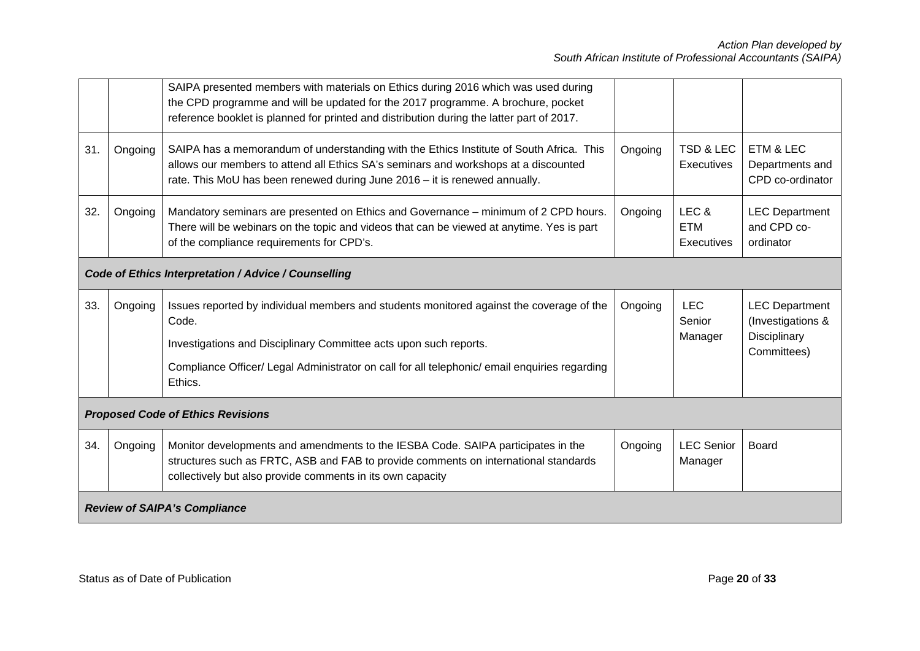| | | | | | |
|---|---|---|---|---|---|
| | | SAIPA presented members with materials on Ethics during 2016 which was used during the CPD programme and will be updated for the 2017 programme. A brochure, pocket reference booklet is planned for printed and distribution during the latter part of 2017. | | | |
| 31. | Ongoing | SAIPA has a memorandum of understanding with the Ethics Institute of South Africa. This allows our members to attend all Ethics SA's seminars and workshops at a discounted rate. This MoU has been renewed during June 2016 – it is renewed annually. | Ongoing | TSD & LEC Executives | ETM & LEC Departments and CPD co-ordinator |
| 32. | Ongoing | Mandatory seminars are presented on Ethics and Governance – minimum of 2 CPD hours. There will be webinars on the topic and videos that can be viewed at anytime. Yes is part of the compliance requirements for CPD's. | Ongoing | LEC & ETM Executives | LEC Department and CPD co-ordinator |
| ***Code of Ethics Interpretation / Advice / Counselling*** | | | | | |
| 33. | Ongoing | Issues reported by individual members and students monitored against the coverage of the Code.<br>Investigations and Disciplinary Committee acts upon such reports.<br>Compliance Officer/ Legal Administrator on call for all telephonic/ email enquiries regarding Ethics. | Ongoing | LEC Senior Manager | LEC Department (Investigations & Disciplinary Committees) |
| ***Proposed Code of Ethics Revisions*** | | | | | |
| 34. | Ongoing | Monitor developments and amendments to the IESBA Code. SAIPA participates in the structures such as FRTC, ASB and FAB to provide comments on international standards collectively but also provide comments in its own capacity | Ongoing | LEC Senior Manager | Board |
| ***Review of SAIPA's Compliance*** | | | | | |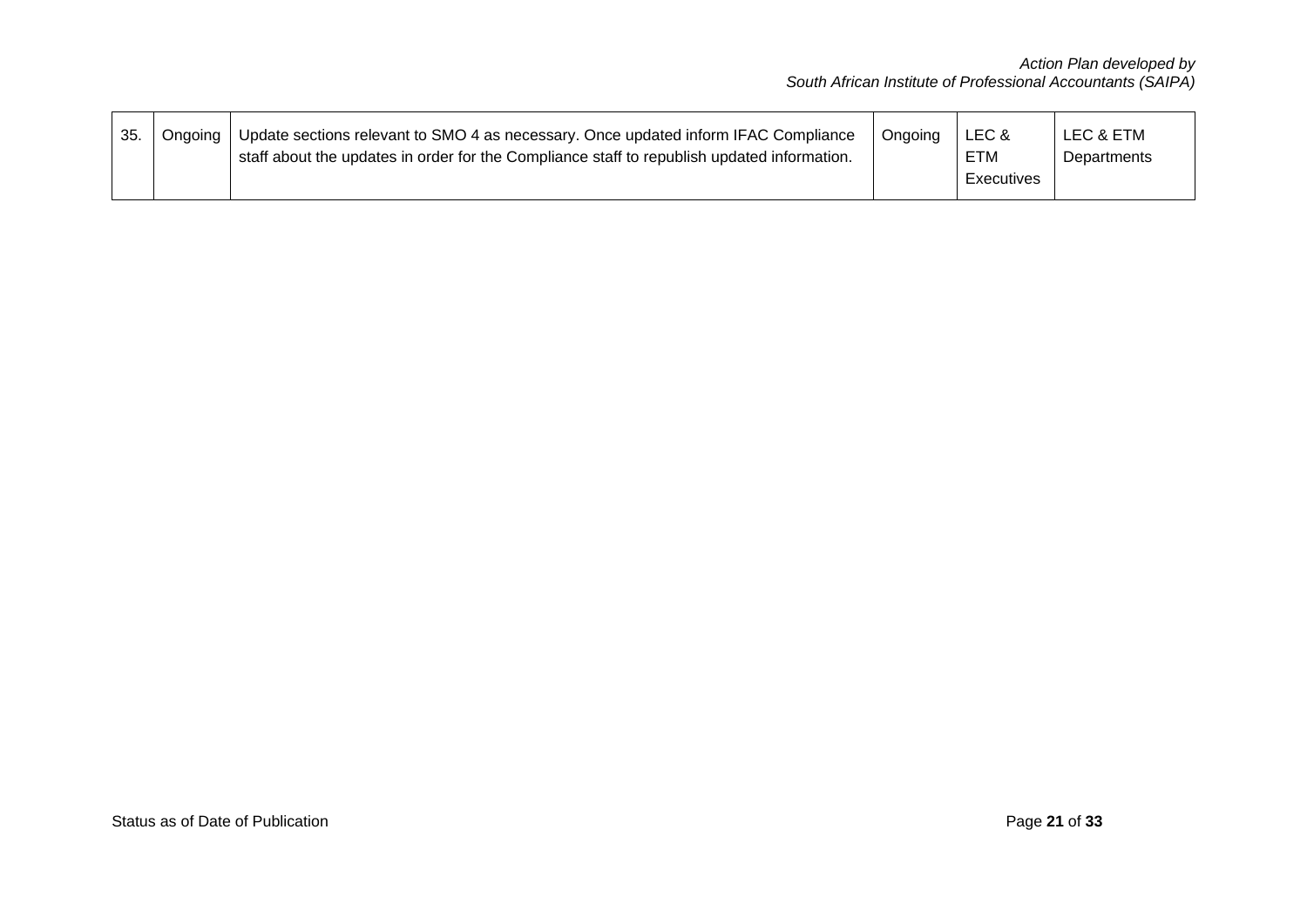| | | | | | |
|---|---|---|---|---|---|
| 35. | Ongoing | Update sections relevant to SMO 4 as necessary. Once updated inform IFAC Compliance staff about the updates in order for the Compliance staff to republish updated information. | Ongoing | LEC & ETM Executives | LEC & ETM Departments |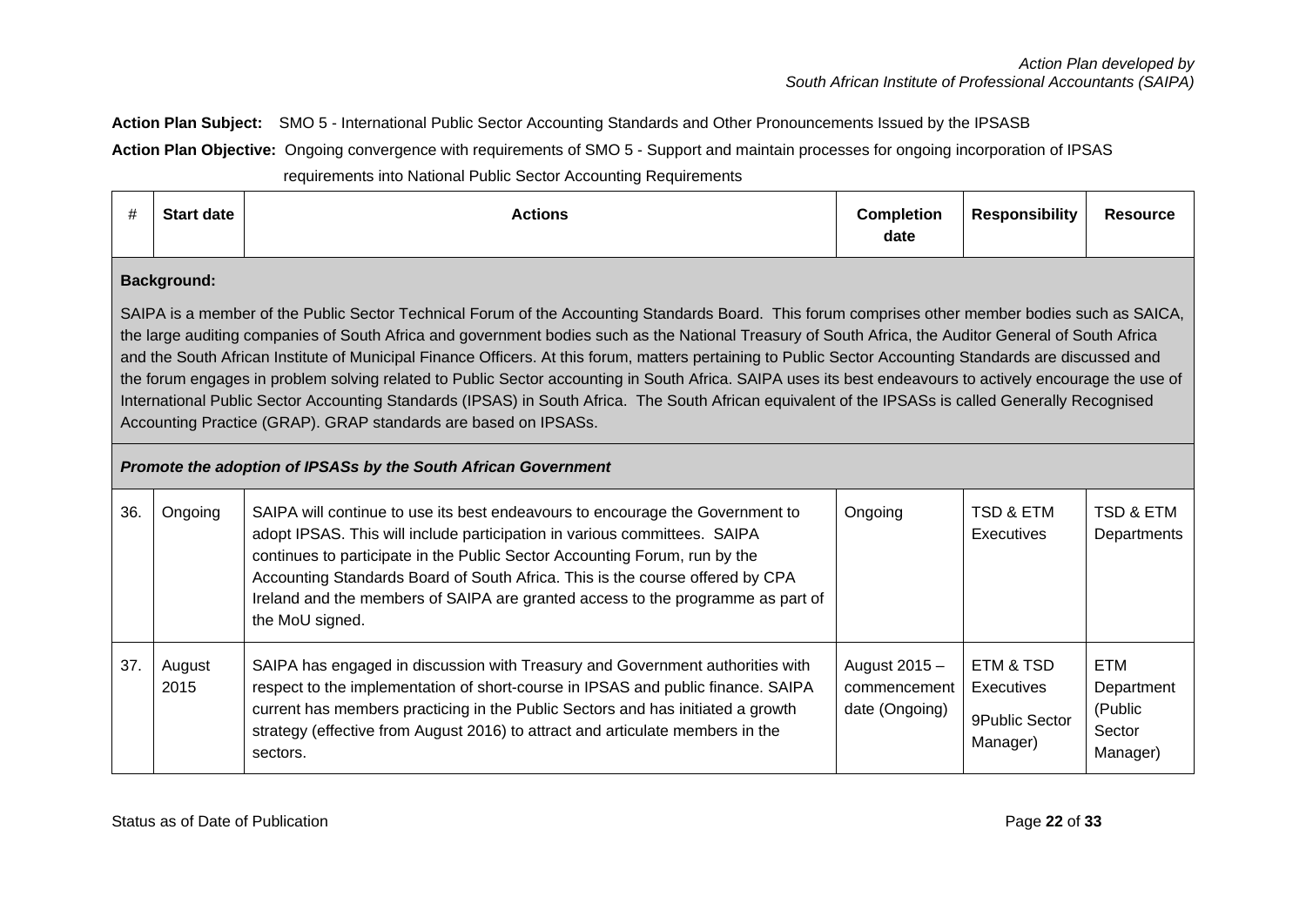*Action Plan developed by South African Institute of Professional Accountants (SAIPA)*

**Action Plan Subject:** SMO 5 - International Public Sector Accounting Standards and Other Pronouncements Issued by the IPSASB

**Action Plan Objective:** Ongoing convergence with requirements of SMO 5 - Support and maintain processes for ongoing incorporation of IPSAS requirements into National Public Sector Accounting Requirements

| # | Start date | Actions | Completion date | Responsibility | Resource |
|---|---|---|---|---|---|
| **Background:** SAIPA is a member of the Public Sector Technical Forum of the Accounting Standards Board. This forum comprises other member bodies such as SAICA, the large auditing companies of South Africa and government bodies such as the National Treasury of South Africa, the Auditor General of South Africa and the South African Institute of Municipal Finance Officers. At this forum, matters pertaining to Public Sector Accounting Standards are discussed and the forum engages in problem solving related to Public Sector accounting in South Africa. SAIPA uses its best endeavours to actively encourage the use of International Public Sector Accounting Standards (IPSAS) in South Africa. The South African equivalent of the IPSASs is called Generally Recognised Accounting Practice (GRAP). GRAP standards are based on IPSASs. | | | | | |
| ***Promote the adoption of IPSASs by the South African Government*** | | | | | |
| 36. | Ongoing | SAIPA will continue to use its best endeavours to encourage the Government to adopt IPSAS. This will include participation in various committees. SAIPA continues to participate in the Public Sector Accounting Forum, run by the Accounting Standards Board of South Africa. This is the course offered by CPA Ireland and the members of SAIPA are granted access to the programme as part of the MoU signed. | Ongoing | TSD & ETM Executives | TSD & ETM Departments |
| 37. | August 2015 | SAIPA has engaged in discussion with Treasury and Government authorities with respect to the implementation of short-course in IPSAS and public finance. SAIPA current has members practicing in the Public Sectors and has initiated a growth strategy (effective from August 2016) to attract and articulate members in the sectors. | August 2015 – commencement date (Ongoing) | ETM & TSD Executives 9Public Sector Manager) | ETM Department (Public Sector Manager) |

Status as of Date of Publication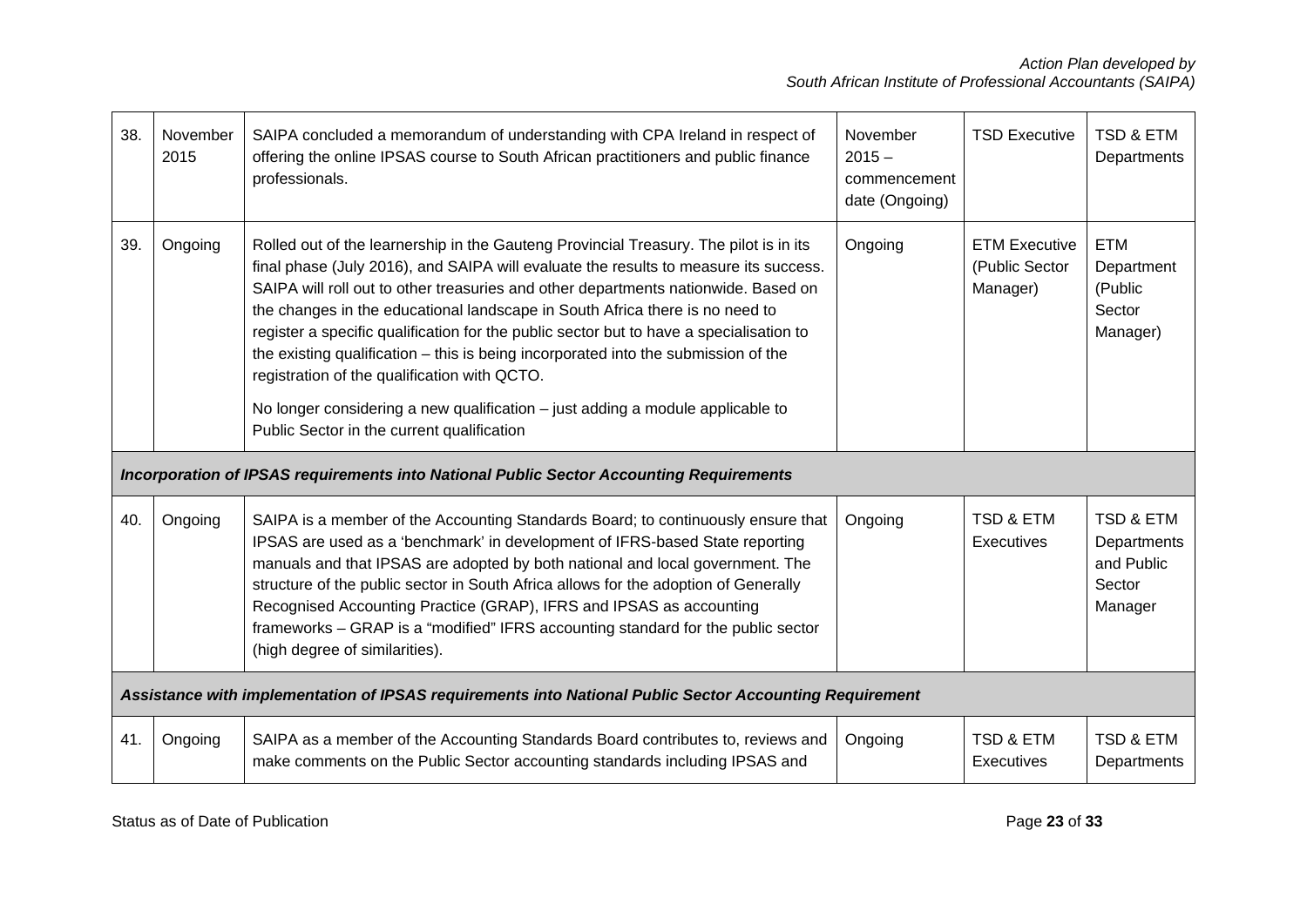| 38. | November 2015 | SAIPA concluded a memorandum of understanding with CPA Ireland in respect of offering the online IPSAS course to South African practitioners and public finance professionals. | November 2015 – commencement date (Ongoing) | TSD Executive | TSD & ETM Departments |
|---|---|---|---|---|---|
| 39. | Ongoing | Rolled out of the learnership in the Gauteng Provincial Treasury. The pilot is in its final phase (July 2016), and SAIPA will evaluate the results to measure its success. SAIPA will roll out to other treasuries and other departments nationwide. Based on the changes in the educational landscape in South Africa there is no need to register a specific qualification for the public sector but to have a specialisation to the existing qualification – this is being incorporated into the submission of the registration of the qualification with QCTO. No longer considering a new qualification – just adding a module applicable to Public Sector in the current qualification | Ongoing | ETM Executive (Public Sector Manager) | ETM Department (Public Sector Manager) |
| ***Incorporation of IPSAS requirements into National Public Sector Accounting Requirements*** | | | | | |
| 40. | Ongoing | SAIPA is a member of the Accounting Standards Board; to continuously ensure that IPSAS are used as a 'benchmark' in development of IFRS-based State reporting manuals and that IPSAS are adopted by both national and local government. The structure of the public sector in South Africa allows for the adoption of Generally Recognised Accounting Practice (GRAP), IFRS and IPSAS as accounting frameworks – GRAP is a "modified" IFRS accounting standard for the public sector (high degree of similarities). | Ongoing | TSD & ETM Executives | TSD & ETM Departments and Public Sector Manager |
| ***Assistance with implementation of IPSAS requirements into National Public Sector Accounting Requirement*** | | | | | |
| 41. | Ongoing | SAIPA as a member of the Accounting Standards Board contributes to, reviews and make comments on the Public Sector accounting standards including IPSAS and | Ongoing | TSD & ETM Executives | TSD & ETM Departments |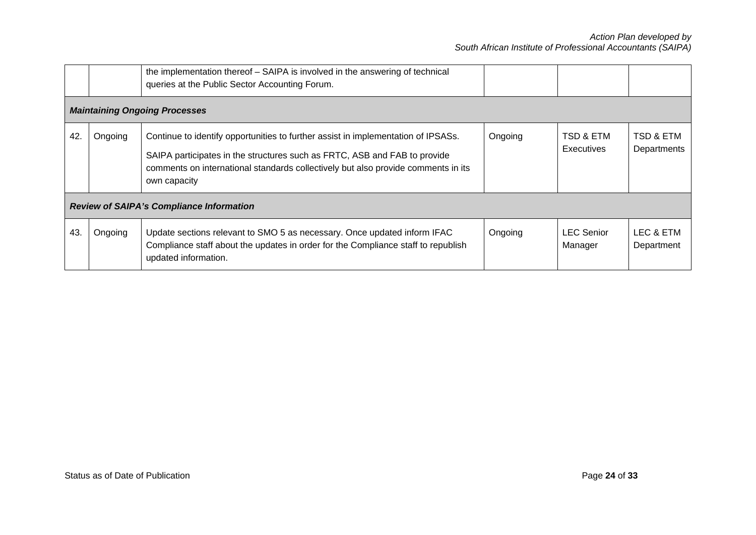| | | | | | |
|---|---|---|---|---|---|
| | | the implementation thereof – SAIPA is involved in the answering of technical queries at the Public Sector Accounting Forum. | | | |
| ***Maintaining Ongoing Processes*** | | | | | |
| 42. | Ongoing | Continue to identify opportunities to further assist in implementation of IPSASs.<br><br>SAIPA participates in the structures such as FRTC, ASB and FAB to provide comments on international standards collectively but also provide comments in its own capacity | Ongoing | TSD & ETM Executives | TSD & ETM Departments |
| ***Review of SAIPA's Compliance Information*** | | | | | |
| 43. | Ongoing | Update sections relevant to SMO 5 as necessary. Once updated inform IFAC Compliance staff about the updates in order for the Compliance staff to republish updated information. | Ongoing | LEC Senior Manager | LEC & ETM Department |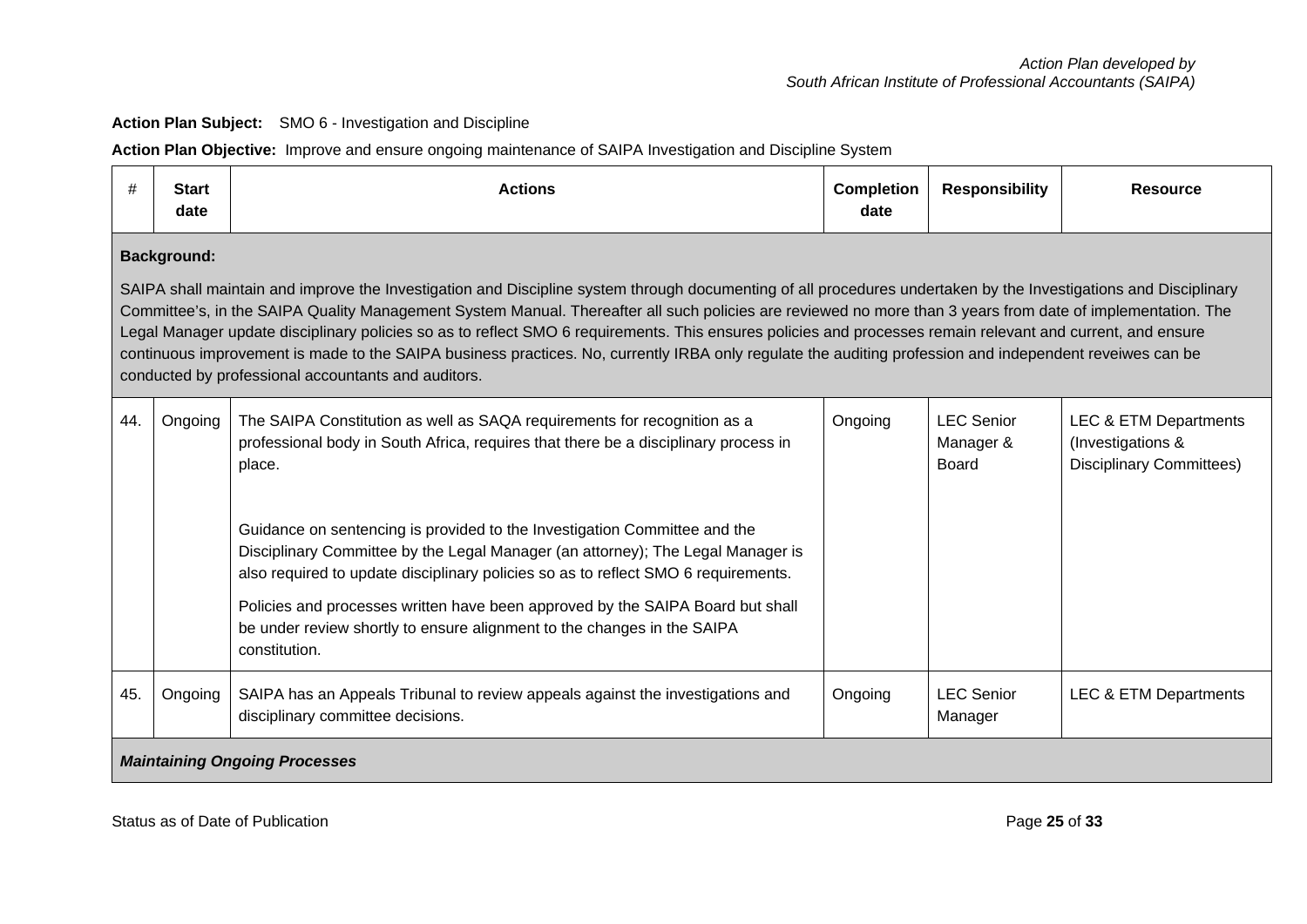**Action Plan Subject:** SMO 6 - Investigation and Discipline

**Action Plan Objective:** Improve and ensure ongoing maintenance of SAIPA Investigation and Discipline System

| # | Start date | Actions | Completion date | Responsibility | Resource |
|---|---|---|---|---|---|
| **Background:**<br><br>SAIPA shall maintain and improve the Investigation and Discipline system through documenting of all procedures undertaken by the Investigations and Disciplinary Committee's, in the SAIPA Quality Management System Manual. Thereafter all such policies are reviewed no more than 3 years from date of implementation. The Legal Manager update disciplinary policies so as to reflect SMO 6 requirements. This ensures policies and processes remain relevant and current, and ensure continuous improvement is made to the SAIPA business practices. No, currently IRBA only regulate the auditing profession and independent reveiwes can be conducted by professional accountants and auditors. | | | | | |
| 44. | Ongoing | The SAIPA Constitution as well as SAQA requirements for recognition as a professional body in South Africa, requires that there be a disciplinary process in place.<br><br>Guidance on sentencing is provided to the Investigation Committee and the Disciplinary Committee by the Legal Manager (an attorney); The Legal Manager is also required to update disciplinary policies so as to reflect SMO 6 requirements.<br><br>Policies and processes written have been approved by the SAIPA Board but shall be under review shortly to ensure alignment to the changes in the SAIPA constitution. | Ongoing | LEC Senior Manager & Board | LEC & ETM Departments (Investigations & Disciplinary Committees) |
| 45. | Ongoing | SAIPA has an Appeals Tribunal to review appeals against the investigations and disciplinary committee decisions. | Ongoing | LEC Senior Manager | LEC & ETM Departments |
| ***Maintaining Ongoing Processes*** | | | | | |

Status as of Date of Publication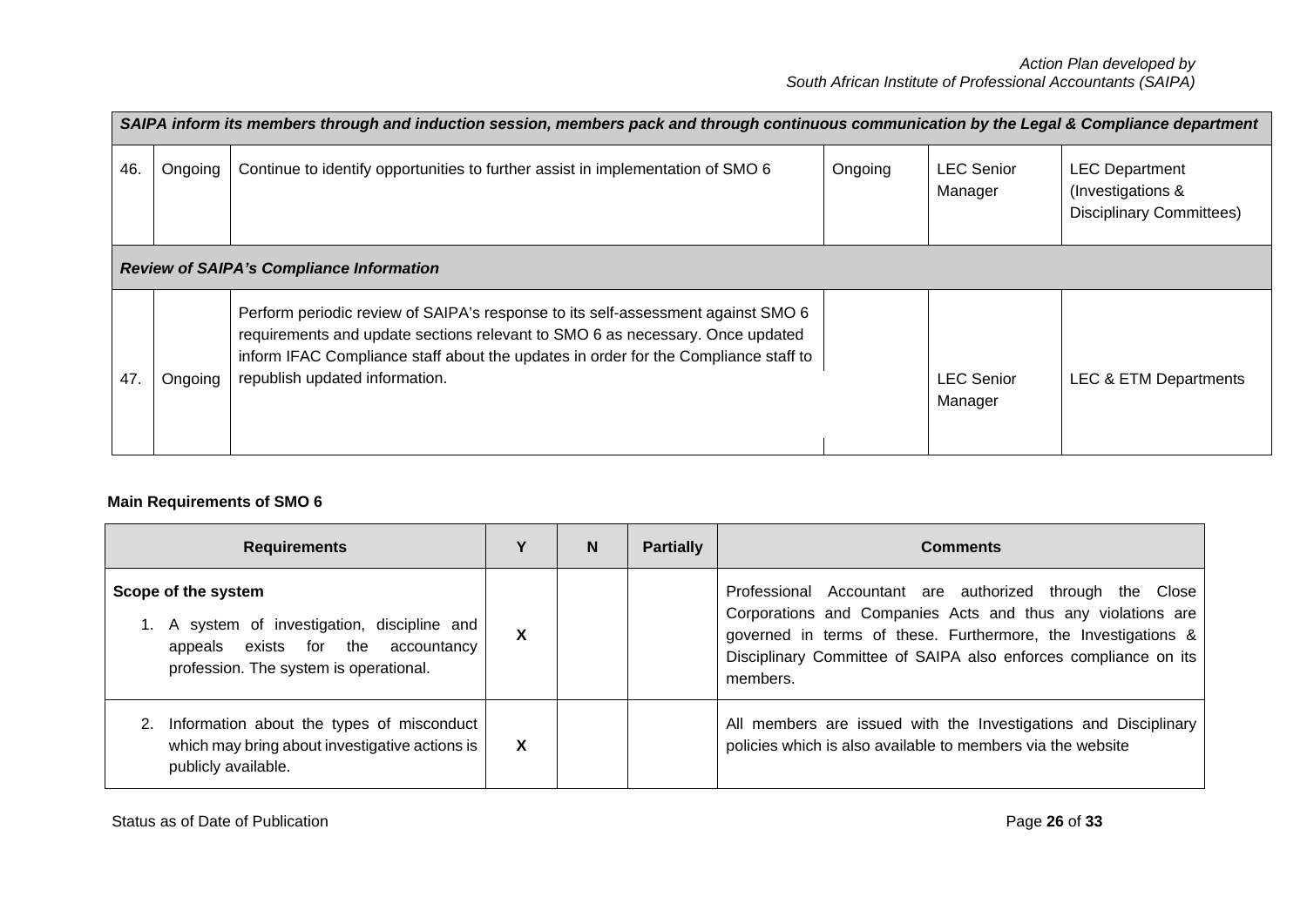| | | | | | |
|---|---|---|---|---|---|
| ***SAIPA inform its members through and induction session, members pack and through continuous communication by the Legal & Compliance department*** | | | | | |
| 46. | Ongoing | Continue to identify opportunities to further assist in implementation of SMO 6 | Ongoing | LEC Senior Manager | LEC Department (Investigations & Disciplinary Committees) |
| ***Review of SAIPA's Compliance Information*** | | | | | |
| 47. | Ongoing | Perform periodic review of SAIPA's response to its self-assessment against SMO 6 requirements and update sections relevant to SMO 6 as necessary. Once updated inform IFAC Compliance staff about the updates in order for the Compliance staff to republish updated information. | | LEC Senior Manager | LEC & ETM Departments |

**Main Requirements of SMO 6**

| Requirements | Y | N | Partially | Comments |
|---|---|---|---|---|
| **Scope of the system**<br>1. A system of investigation, discipline and appeals exists for the accountancy profession. The system is operational. | X | | | Professional Accountant are authorized through the Close Corporations and Companies Acts and thus any violations are governed in terms of these. Furthermore, the Investigations & Disciplinary Committee of SAIPA also enforces compliance on its members. |
| 2. Information about the types of misconduct which may bring about investigative actions is publicly available. | X | | | All members are issued with the Investigations and Disciplinary policies which is also available to members via the website |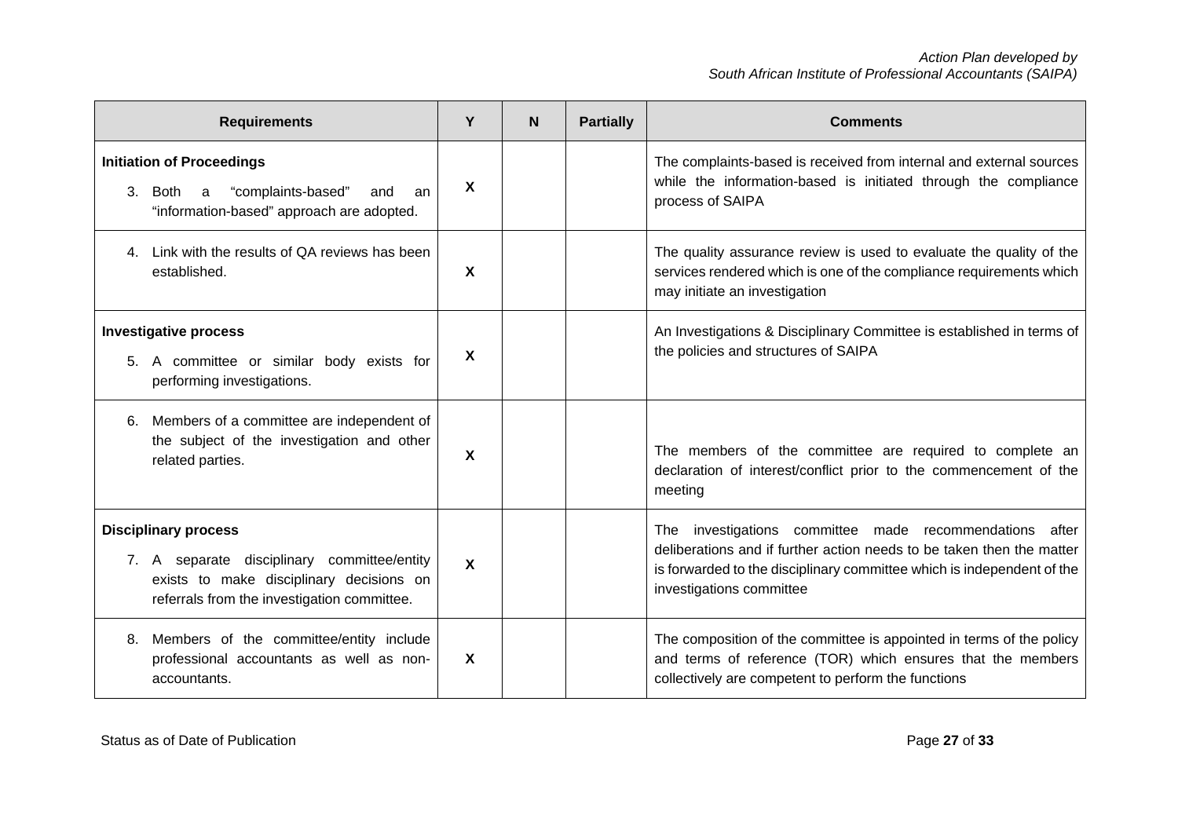| Requirements | Y | N | Partially | Comments |
|---|---|---|---|---|
| **Initiation of Proceedings**<br>3. Both a "complaints-based" and an "information-based" approach are adopted. | X | | | The complaints-based is received from internal and external sources while the information-based is initiated through the compliance process of SAIPA |
| 4. Link with the results of QA reviews has been established. | X | | | The quality assurance review is used to evaluate the quality of the services rendered which is one of the compliance requirements which may initiate an investigation |
| **Investigative process**<br>5. A committee or similar body exists for performing investigations. | X | | | An Investigations & Disciplinary Committee is established in terms of the policies and structures of SAIPA |
| 6. Members of a committee are independent of the subject of the investigation and other related parties. | X | | | The members of the committee are required to complete an declaration of interest/conflict prior to the commencement of the meeting |
| **Disciplinary process**<br>7. A separate disciplinary committee/entity exists to make disciplinary decisions on referrals from the investigation committee. | X | | | The investigations committee made recommendations after deliberations and if further action needs to be taken then the matter is forwarded to the disciplinary committee which is independent of the investigations committee |
| 8. Members of the committee/entity include professional accountants as well as non-accountants. | X | | | The composition of the committee is appointed in terms of the policy and terms of reference (TOR) which ensures that the members collectively are competent to perform the functions |

Status as of Date of Publication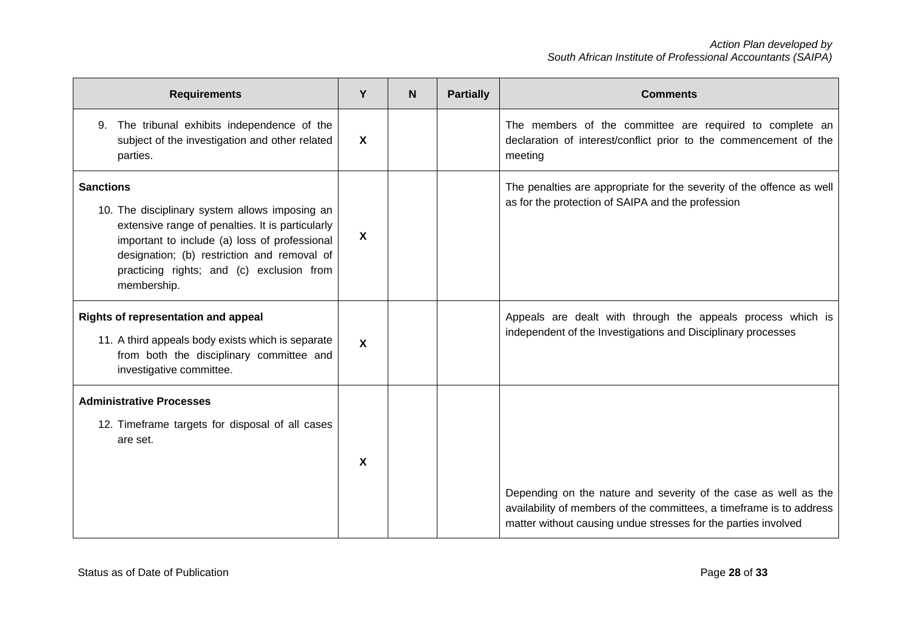| Requirements | Y | N | Partially | Comments |
| --- | --- | --- | --- | --- |
| 9. The tribunal exhibits independence of the subject of the investigation and other related parties. | X | | | The members of the committee are required to complete an declaration of interest/conflict prior to the commencement of the meeting |
| **Sanctions**<br>10. The disciplinary system allows imposing an extensive range of penalties. It is particularly important to include (a) loss of professional designation; (b) restriction and removal of practicing rights; and (c) exclusion from membership. | X | | | The penalties are appropriate for the severity of the offence as well as for the protection of SAIPA and the profession |
| **Rights of representation and appeal**<br>11. A third appeals body exists which is separate from both the disciplinary committee and investigative committee. | X | | | Appeals are dealt with through the appeals process which is independent of the Investigations and Disciplinary processes |
| **Administrative Processes**<br>12. Timeframe targets for disposal of all cases are set. | X | | | Depending on the nature and severity of the case as well as the availability of members of the committees, a timeframe is to address matter without causing undue stresses for the parties involved |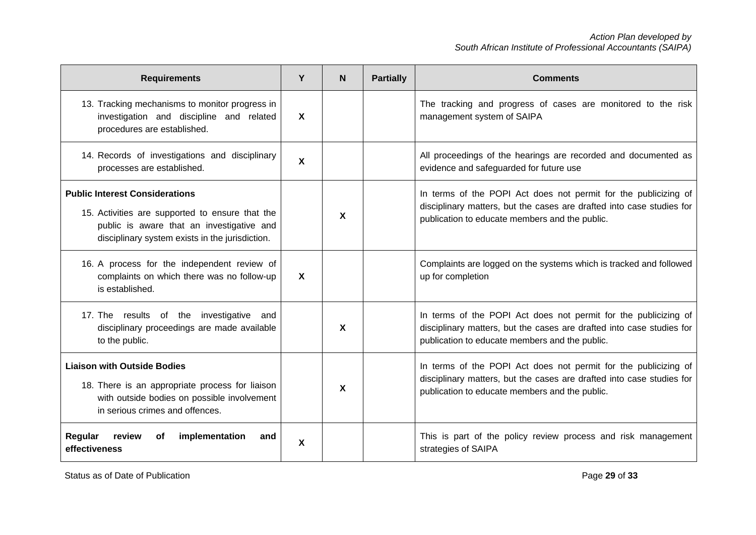| Requirements | Y | N | Partially | Comments |
|---|---|---|---|---|
| 13. Tracking mechanisms to monitor progress in investigation and discipline and related procedures are established. | X | | | The tracking and progress of cases are monitored to the risk management system of SAIPA |
| 14. Records of investigations and disciplinary processes are established. | X | | | All proceedings of the hearings are recorded and documented as evidence and safeguarded for future use |
| **Public Interest Considerations**<br>15. Activities are supported to ensure that the public is aware that an investigative and disciplinary system exists in the jurisdiction. | | X | | In terms of the POPI Act does not permit for the publicizing of disciplinary matters, but the cases are drafted into case studies for publication to educate members and the public. |
| 16. A process for the independent review of complaints on which there was no follow-up is established. | X | | | Complaints are logged on the systems which is tracked and followed up for completion |
| 17. The results of the investigative and disciplinary proceedings are made available to the public. | | X | | In terms of the POPI Act does not permit for the publicizing of disciplinary matters, but the cases are drafted into case studies for publication to educate members and the public. |
| **Liaison with Outside Bodies**<br>18. There is an appropriate process for liaison with outside bodies on possible involvement in serious crimes and offences. | | X | | In terms of the POPI Act does not permit for the publicizing of disciplinary matters, but the cases are drafted into case studies for publication to educate members and the public. |
| **Regular review of implementation and effectiveness** | X | | | This is part of the policy review process and risk management strategies of SAIPA |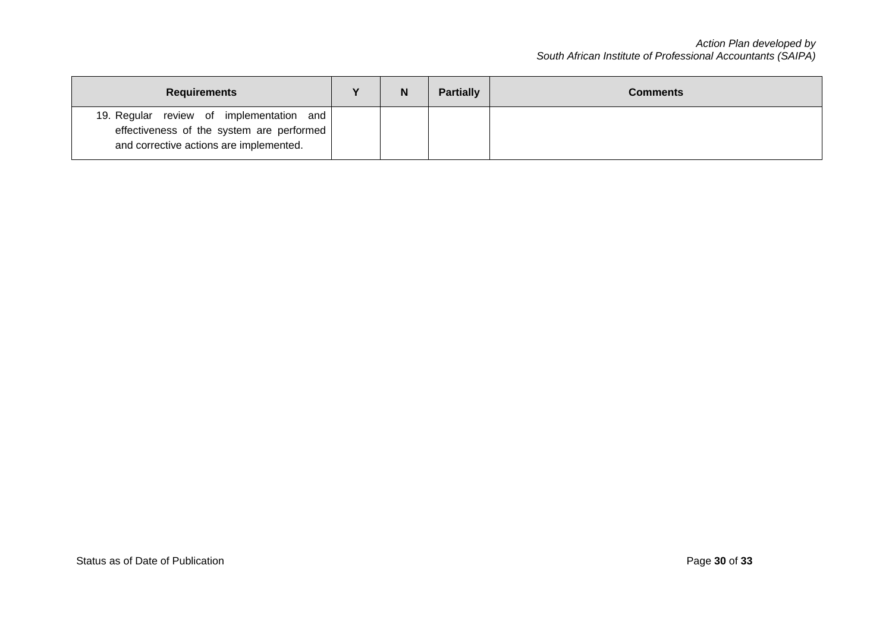| Requirements | Y | N | Partially | Comments |
|---|---|---|---|---|
| 19. Regular review of implementation and effectiveness of the system are performed and corrective actions are implemented. | | | | |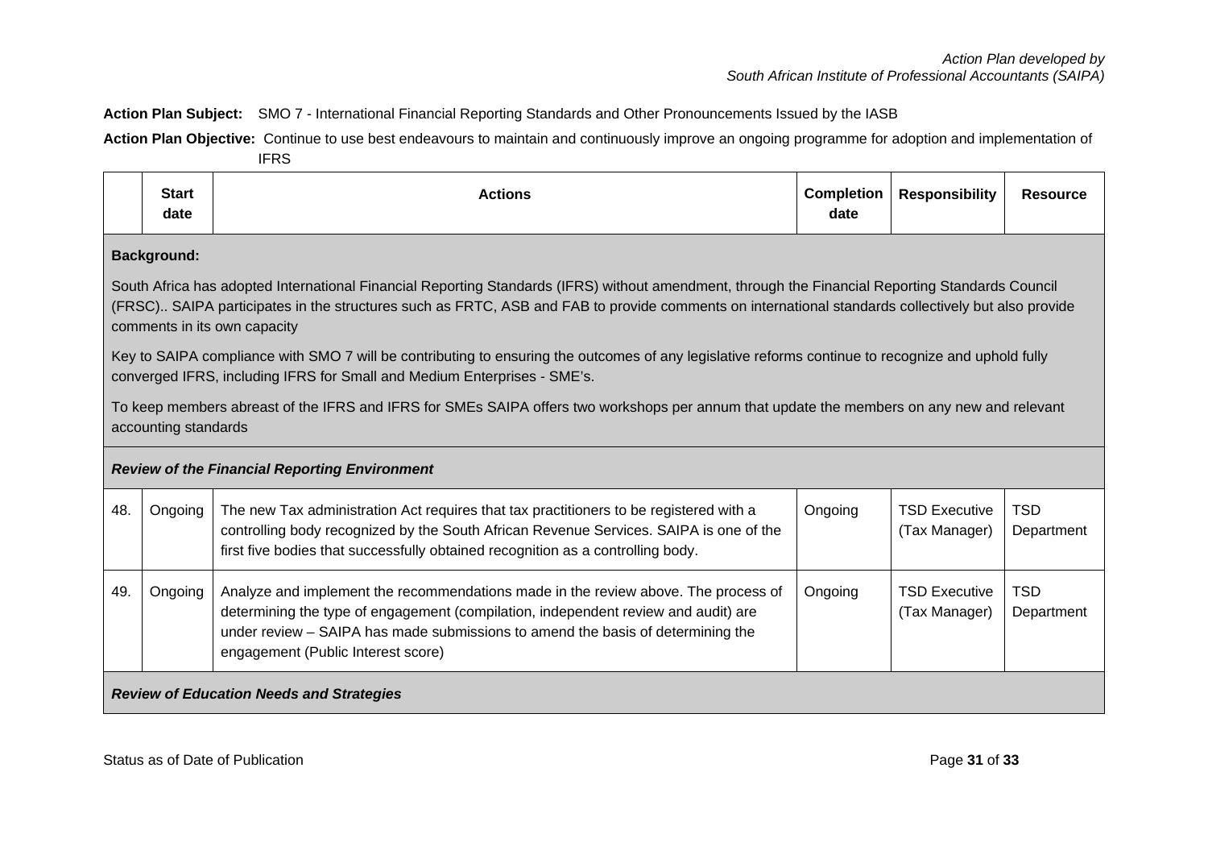*Action Plan developed by*
*South African Institute of Professional Accountants (SAIPA)*

**Action Plan Subject:** SMO 7 - International Financial Reporting Standards and Other Pronouncements Issued by the IASB

**Action Plan Objective:** Continue to use best endeavours to maintain and continuously improve an ongoing programme for adoption and implementation of IFRS

| | Start date | Actions | Completion date | Responsibility | Resource |
|---|---|---|---|---|---|
| **Background:**<br>South Africa has adopted International Financial Reporting Standards (IFRS) without amendment, through the Financial Reporting Standards Council (FRSC).. SAIPA participates in the structures such as FRTC, ASB and FAB to provide comments on international standards collectively but also provide comments in its own capacity<br>Key to SAIPA compliance with SMO 7 will be contributing to ensuring the outcomes of any legislative reforms continue to recognize and uphold fully converged IFRS, including IFRS for Small and Medium Enterprises - SME's.<br>To keep members abreast of the IFRS and IFRS for SMEs SAIPA offers two workshops per annum that update the members on any new and relevant accounting standards | | | | | |
| ***Review of the Financial Reporting Environment*** | | | | | |
| 48. | Ongoing | The new Tax administration Act requires that tax practitioners to be registered with a controlling body recognized by the South African Revenue Services. SAIPA is one of the first five bodies that successfully obtained recognition as a controlling body. | Ongoing | TSD Executive (Tax Manager) | TSD Department |
| 49. | Ongoing | Analyze and implement the recommendations made in the review above. The process of determining the type of engagement (compilation, independent review and audit) are under review – SAIPA has made submissions to amend the basis of determining the engagement (Public Interest score) | Ongoing | TSD Executive (Tax Manager) | TSD Department |
| ***Review of Education Needs and Strategies*** | | | | | |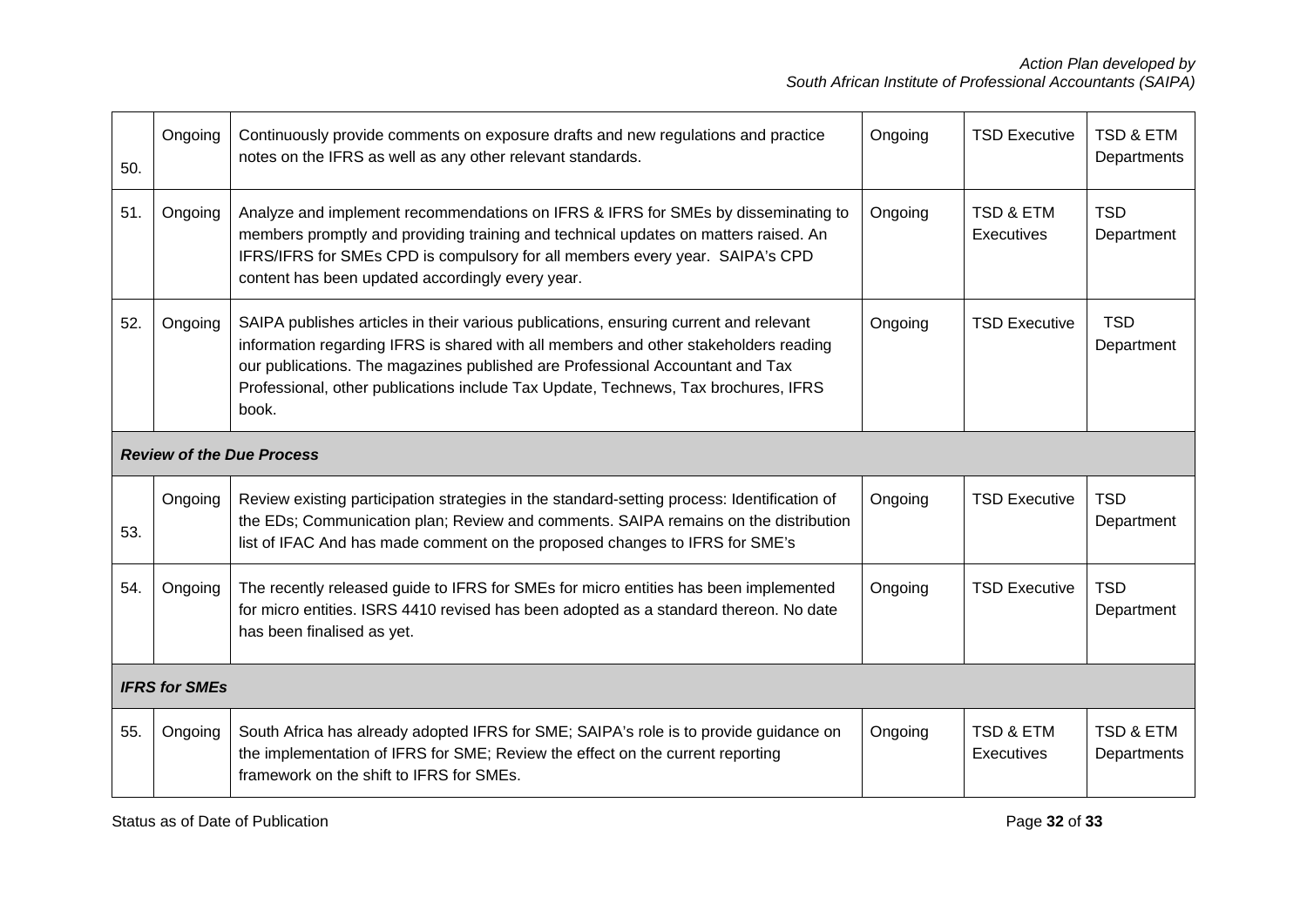| | | | | | |
|---|---|---|---|---|---|
| 50. | Ongoing | Continuously provide comments on exposure drafts and new regulations and practice notes on the IFRS as well as any other relevant standards. | Ongoing | TSD Executive | TSD & ETM Departments |
| 51. | Ongoing | Analyze and implement recommendations on IFRS & IFRS for SMEs by disseminating to members promptly and providing training and technical updates on matters raised. An IFRS/IFRS for SMEs CPD is compulsory for all members every year. SAIPA's CPD content has been updated accordingly every year. | Ongoing | TSD & ETM Executives | TSD Department |
| 52. | Ongoing | SAIPA publishes articles in their various publications, ensuring current and relevant information regarding IFRS is shared with all members and other stakeholders reading our publications. The magazines published are Professional Accountant and Tax Professional, other publications include Tax Update, Technews, Tax brochures, IFRS book. | Ongoing | TSD Executive | TSD Department |
| ***Review of the Due Process*** | | | | | |
| 53. | Ongoing | Review existing participation strategies in the standard-setting process: Identification of the EDs; Communication plan; Review and comments. SAIPA remains on the distribution list of IFAC And has made comment on the proposed changes to IFRS for SME's | Ongoing | TSD Executive | TSD Department |
| 54. | Ongoing | The recently released guide to IFRS for SMEs for micro entities has been implemented for micro entities. ISRS 4410 revised has been adopted as a standard thereon. No date has been finalised as yet. | Ongoing | TSD Executive | TSD Department |
| ***IFRS for SMEs*** | | | | | |
| 55. | Ongoing | South Africa has already adopted IFRS for SME; SAIPA's role is to provide guidance on the implementation of IFRS for SME; Review the effect on the current reporting framework on the shift to IFRS for SMEs. | Ongoing | TSD & ETM Executives | TSD & ETM Departments |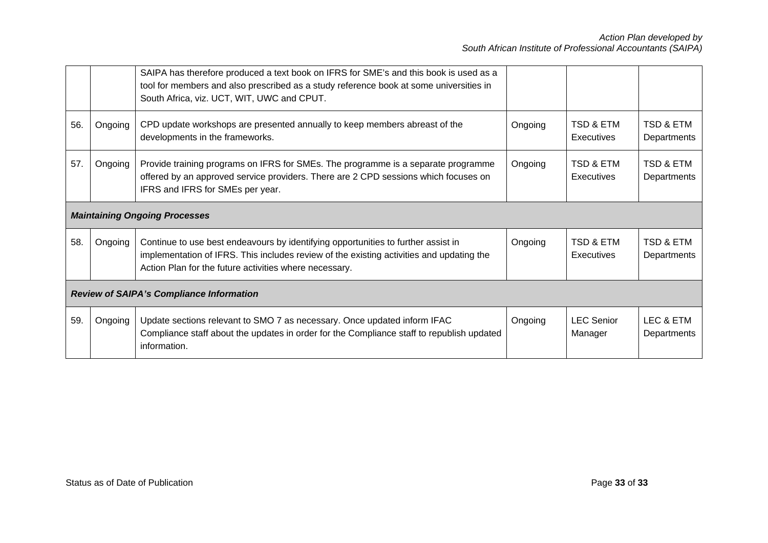| | | | | | |
|---|---|---|---|---|---|
| | | SAIPA has therefore produced a text book on IFRS for SME's and this book is used as a tool for members and also prescribed as a study reference book at some universities in South Africa, viz. UCT, WIT, UWC and CPUT. | | | |
| 56. | Ongoing | CPD update workshops are presented annually to keep members abreast of the developments in the frameworks. | Ongoing | TSD & ETM Executives | TSD & ETM Departments |
| 57. | Ongoing | Provide training programs on IFRS for SMEs. The programme is a separate programme offered by an approved service providers. There are 2 CPD sessions which focuses on IFRS and IFRS for SMEs per year. | Ongoing | TSD & ETM Executives | TSD & ETM Departments |
| ***Maintaining Ongoing Processes*** | | | | | |
| 58. | Ongoing | Continue to use best endeavours by identifying opportunities to further assist in implementation of IFRS. This includes review of the existing activities and updating the Action Plan for the future activities where necessary. | Ongoing | TSD & ETM Executives | TSD & ETM Departments |
| ***Review of SAIPA's Compliance Information*** | | | | | |
| 59. | Ongoing | Update sections relevant to SMO 7 as necessary. Once updated inform IFAC Compliance staff about the updates in order for the Compliance staff to republish updated information. | Ongoing | LEC Senior Manager | LEC & ETM Departments |

Status as of Date of Publication